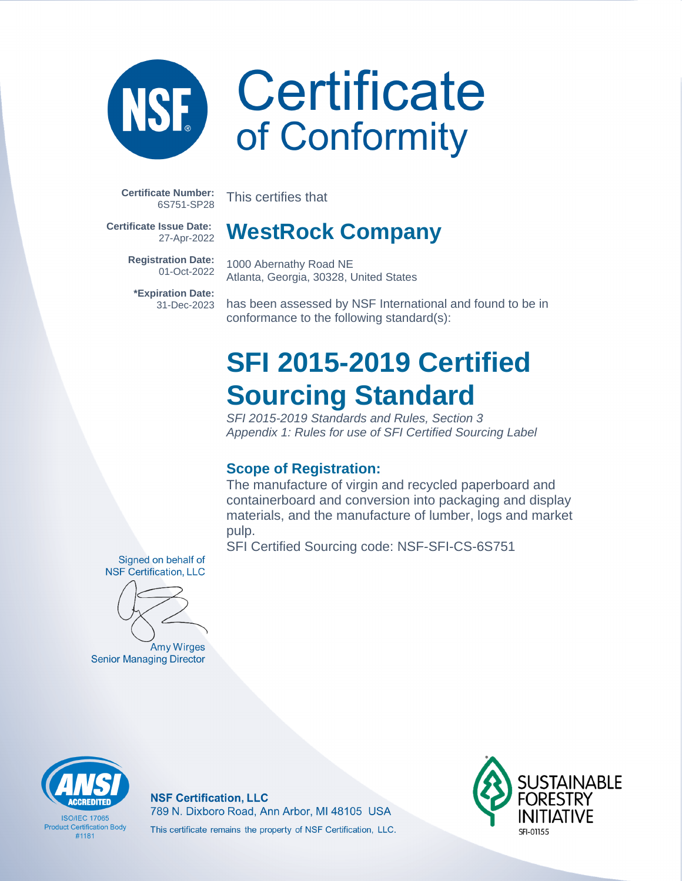# NSF Certificate of Conformity

**Certificate Number:** 6S751-SP28

**Certificate Issue Date:** 27-Apr-2022

**Registration Date:** 01-Oct-2022

***Expiration Date:** 31-Dec-2023

This certifies that

## WestRock Company

1000 Abernathy Road NE
Atlanta, Georgia, 30328, United States

has been assessed by NSF International and found to be in conformance to the following standard(s):

# SFI 2015-2019 Certified Sourcing Standard

*SFI 2015-2019 Standards and Rules, Section 3*
*Appendix 1: Rules for use of SFI Certified Sourcing Label*

### Scope of Registration:

The manufacture of virgin and recycled paperboard and containerboard and conversion into packaging and display materials, and the manufacture of lumber, logs and market pulp.

SFI Certified Sourcing code: NSF-SFI-CS-6S751

Signed on behalf of
NSF Certification, LLC

Amy Wirges
Senior Managing Director

ANSI ACCREDITED
ISO/IEC 17065
Product Certification Body
#1181

**NSF Certification, LLC**
789 N. Dixboro Road, Ann Arbor, MI 48105 USA
This certificate remains the property of NSF Certification, LLC.

SUSTAINABLE FORESTRY INITIATIVE
SFI-01155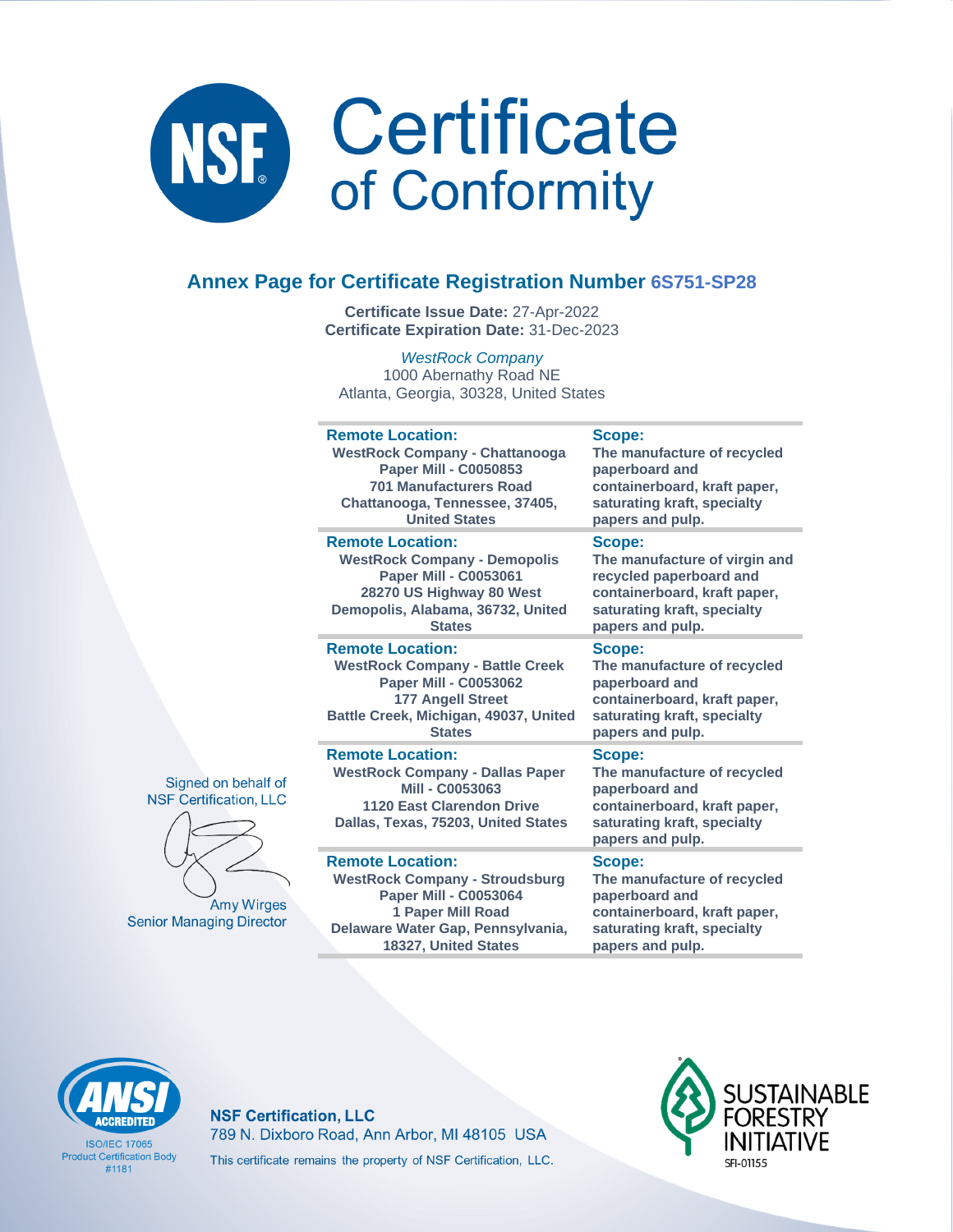# NSF Certificate of Conformity

## Annex Page for Certificate Registration Number 6S751-SP28

**Certificate Issue Date:** 27-Apr-2022
**Certificate Expiration Date:** 31-Dec-2023

*WestRock Company*
1000 Abernathy Road NE
Atlanta, Georgia, 30328, United States

| Remote Location: | Scope: |
|---|---|
| WestRock Company - Chattanooga Paper Mill - C0050853<br>701 Manufacturers Road<br>Chattanooga, Tennessee, 37405, United States | The manufacture of recycled paperboard and containerboard, kraft paper, saturating kraft, specialty papers and pulp. |
| WestRock Company - Demopolis Paper Mill - C0053061<br>28270 US Highway 80 West<br>Demopolis, Alabama, 36732, United States | The manufacture of virgin and recycled paperboard and containerboard, kraft paper, saturating kraft, specialty papers and pulp. |
| WestRock Company - Battle Creek Paper Mill - C0053062<br>177 Angell Street<br>Battle Creek, Michigan, 49037, United States | The manufacture of recycled paperboard and containerboard, kraft paper, saturating kraft, specialty papers and pulp. |
| WestRock Company - Dallas Paper Mill - C0053063<br>1120 East Clarendon Drive<br>Dallas, Texas, 75203, United States | The manufacture of recycled paperboard and containerboard, kraft paper, saturating kraft, specialty papers and pulp. |
| WestRock Company - Stroudsburg Paper Mill - C0053064<br>1 Paper Mill Road<br>Delaware Water Gap, Pennsylvania, 18327, United States | The manufacture of recycled paperboard and containerboard, kraft paper, saturating kraft, specialty papers and pulp. |

Signed on behalf of NSF Certification, LLC

Amy Wirges
Senior Managing Director

ANSI ACCREDITED
ISO/IEC 17065
Product Certification Body
#1181

**NSF Certification, LLC**
789 N. Dixboro Road, Ann Arbor, MI 48105 USA
This certificate remains the property of NSF Certification, LLC.

SUSTAINABLE FORESTRY INITIATIVE
SFI-01155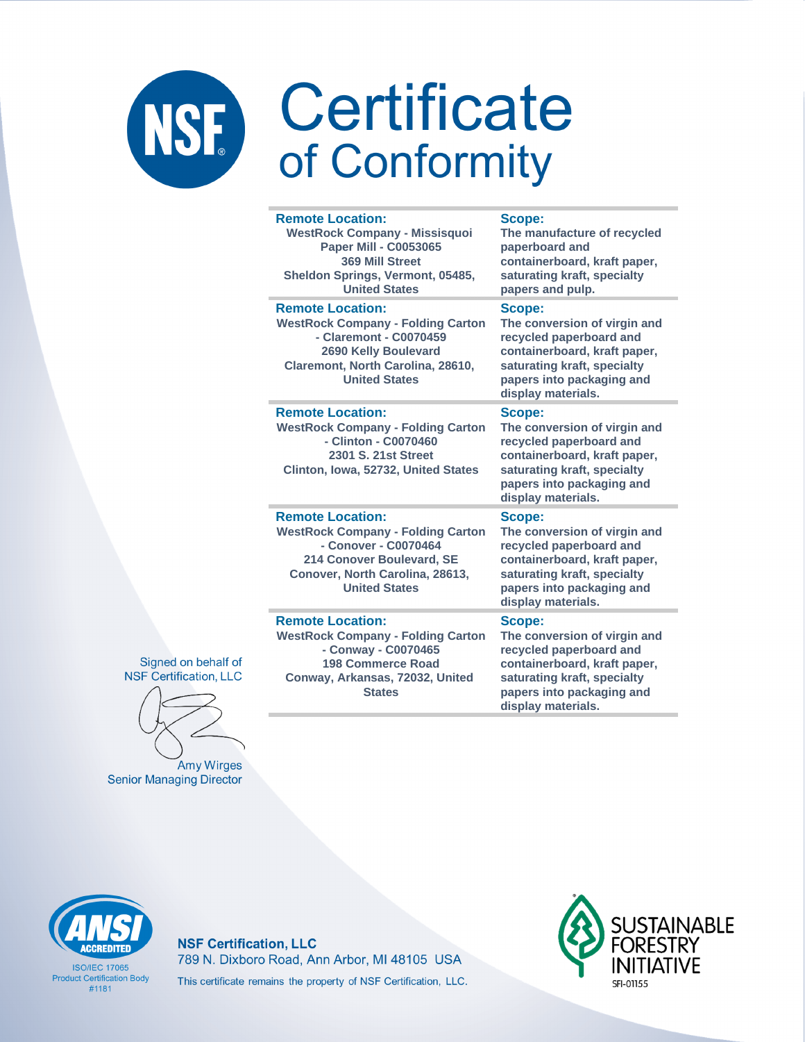# Certificate of Conformity

| Remote Location: | Scope: |
|---|---|
| WestRock Company - Missisquoi Paper Mill - C0053065<br>369 Mill Street<br>Sheldon Springs, Vermont, 05485, United States | The manufacture of recycled paperboard and containerboard, kraft paper, saturating kraft, specialty papers and pulp. |
| WestRock Company - Folding Carton - Claremont - C0070459<br>2690 Kelly Boulevard<br>Claremont, North Carolina, 28610, United States | The conversion of virgin and recycled paperboard and containerboard, kraft paper, saturating kraft, specialty papers into packaging and display materials. |
| WestRock Company - Folding Carton - Clinton - C0070460<br>2301 S. 21st Street<br>Clinton, Iowa, 52732, United States | The conversion of virgin and recycled paperboard and containerboard, kraft paper, saturating kraft, specialty papers into packaging and display materials. |
| WestRock Company - Folding Carton - Conover - C0070464<br>214 Conover Boulevard, SE<br>Conover, North Carolina, 28613, United States | The conversion of virgin and recycled paperboard and containerboard, kraft paper, saturating kraft, specialty papers into packaging and display materials. |
| WestRock Company - Folding Carton - Conway - C0070465<br>198 Commerce Road<br>Conway, Arkansas, 72032, United States | The conversion of virgin and recycled paperboard and containerboard, kraft paper, saturating kraft, specialty papers into packaging and display materials. |

Signed on behalf of NSF Certification, LLC

Amy Wirges
Senior Managing Director

ANSI ACCREDITED
ISO/IEC 17065
Product Certification Body
#1181

**NSF Certification, LLC**
789 N. Dixboro Road, Ann Arbor, MI 48105 USA
This certificate remains the property of NSF Certification, LLC.

SUSTAINABLE FORESTRY INITIATIVE
SFI-01155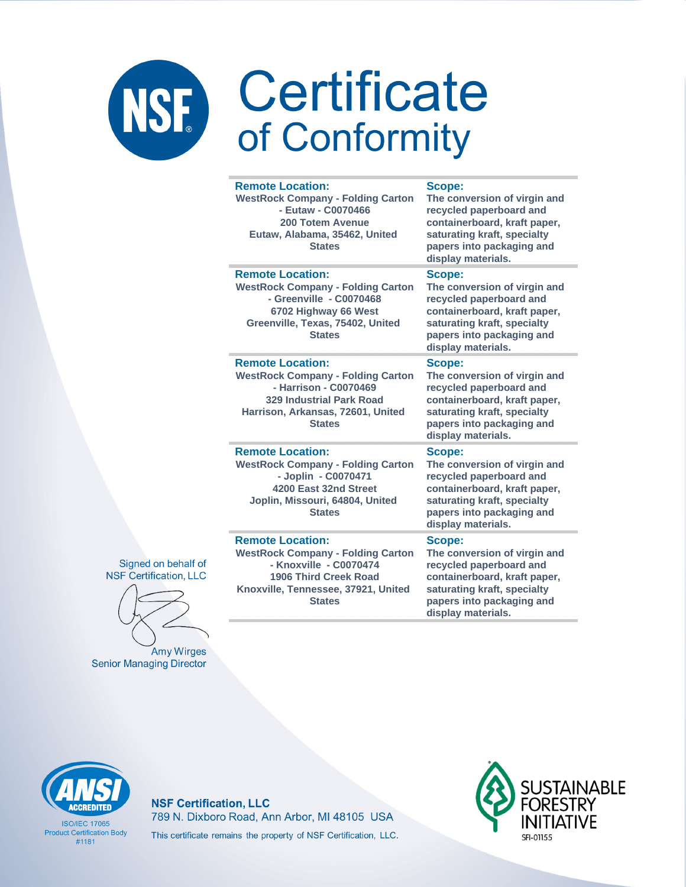# Certificate of Conformity

| Remote Location: | Scope: |
|---|---|
| WestRock Company - Folding Carton - Eutaw - C0070466<br>200 Totem Avenue<br>Eutaw, Alabama, 35462, United States | The conversion of virgin and recycled paperboard and containerboard, kraft paper, saturating kraft, specialty papers into packaging and display materials. |
| WestRock Company - Folding Carton - Greenville - C0070468<br>6702 Highway 66 West<br>Greenville, Texas, 75402, United States | The conversion of virgin and recycled paperboard and containerboard, kraft paper, saturating kraft, specialty papers into packaging and display materials. |
| WestRock Company - Folding Carton - Harrison - C0070469<br>329 Industrial Park Road<br>Harrison, Arkansas, 72601, United States | The conversion of virgin and recycled paperboard and containerboard, kraft paper, saturating kraft, specialty papers into packaging and display materials. |
| WestRock Company - Folding Carton - Joplin - C0070471<br>4200 East 32nd Street<br>Joplin, Missouri, 64804, United States | The conversion of virgin and recycled paperboard and containerboard, kraft paper, saturating kraft, specialty papers into packaging and display materials. |
| WestRock Company - Folding Carton - Knoxville - C0070474<br>1906 Third Creek Road<br>Knoxville, Tennessee, 37921, United States | The conversion of virgin and recycled paperboard and containerboard, kraft paper, saturating kraft, specialty papers into packaging and display materials. |

Signed on behalf of NSF Certification, LLC

Amy Wirges
Senior Managing Director

ANSI ACCREDITED
ISO/IEC 17065 Product Certification Body #1181

**NSF Certification, LLC**
789 N. Dixboro Road, Ann Arbor, MI 48105 USA
This certificate remains the property of NSF Certification, LLC.

SUSTAINABLE FORESTRY INITIATIVE
SFI-01155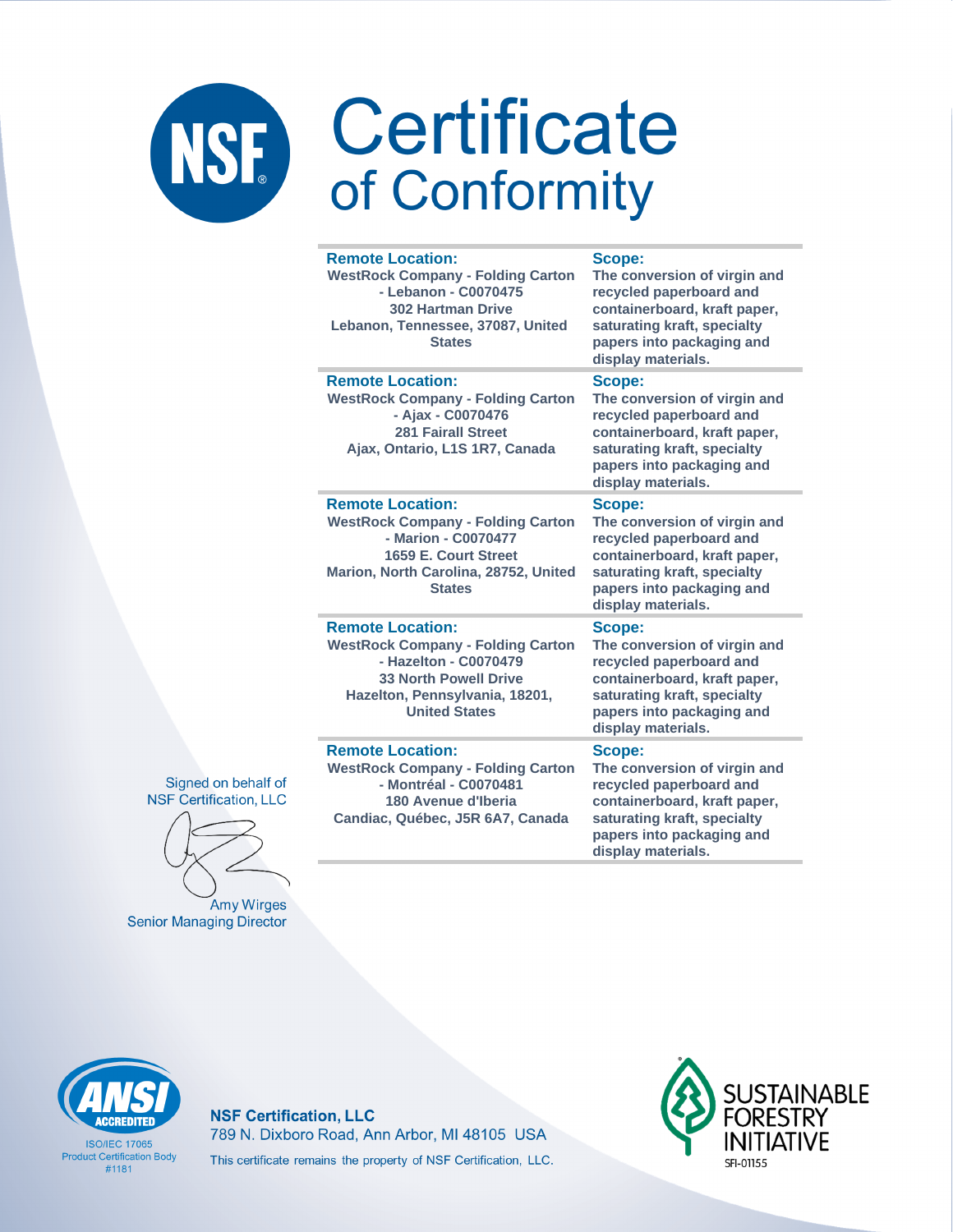# Certificate of Conformity

| Remote Location: | Scope: |
|---|---|
| WestRock Company - Folding Carton - Lebanon - C0070475<br>302 Hartman Drive<br>Lebanon, Tennessee, 37087, United States | The conversion of virgin and recycled paperboard and containerboard, kraft paper, saturating kraft, specialty papers into packaging and display materials. |
| WestRock Company - Folding Carton - Ajax - C0070476<br>281 Fairall Street<br>Ajax, Ontario, L1S 1R7, Canada | The conversion of virgin and recycled paperboard and containerboard, kraft paper, saturating kraft, specialty papers into packaging and display materials. |
| WestRock Company - Folding Carton - Marion - C0070477<br>1659 E. Court Street<br>Marion, North Carolina, 28752, United States | The conversion of virgin and recycled paperboard and containerboard, kraft paper, saturating kraft, specialty papers into packaging and display materials. |
| WestRock Company - Folding Carton - Hazelton - C0070479<br>33 North Powell Drive<br>Hazelton, Pennsylvania, 18201, United States | The conversion of virgin and recycled paperboard and containerboard, kraft paper, saturating kraft, specialty papers into packaging and display materials. |
| WestRock Company - Folding Carton - Montréal - C0070481<br>180 Avenue d'Iberia<br>Candiac, Québec, J5R 6A7, Canada | The conversion of virgin and recycled paperboard and containerboard, kraft paper, saturating kraft, specialty papers into packaging and display materials. |

Signed on behalf of
NSF Certification, LLC

Amy Wirges
Senior Managing Director

ANSI ACCREDITED
ISO/IEC 17065
Product Certification Body
#1181

**NSF Certification, LLC**
789 N. Dixboro Road, Ann Arbor, MI 48105 USA
This certificate remains the property of NSF Certification, LLC.

SUSTAINABLE FORESTRY INITIATIVE
SFI-01155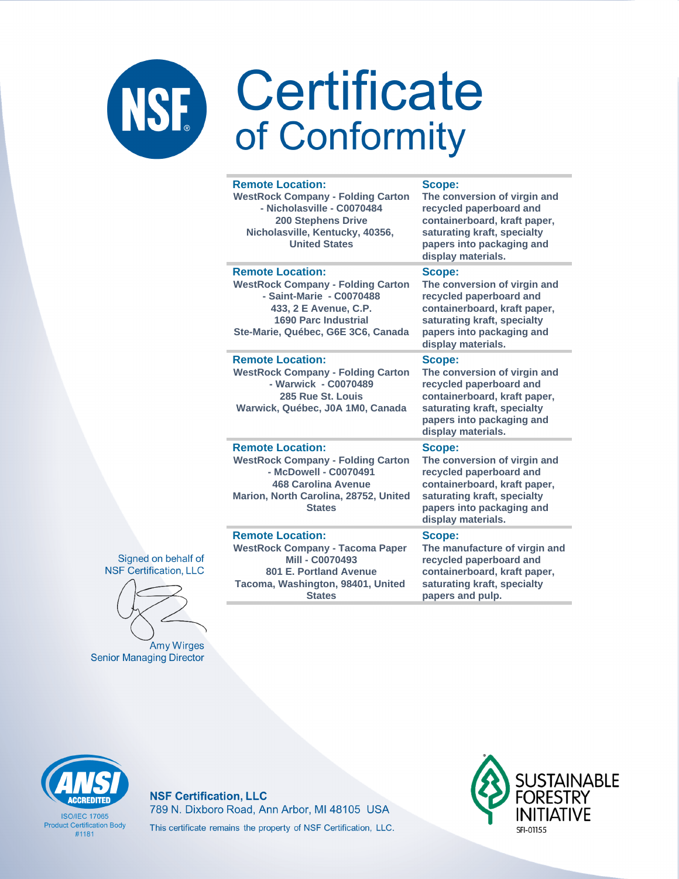# Certificate of Conformity

| Remote Location: | Scope: |
|---|---|
| WestRock Company - Folding Carton - Nicholasville - C0070484<br>200 Stephens Drive<br>Nicholasville, Kentucky, 40356, United States | The conversion of virgin and recycled paperboard and containerboard, kraft paper, saturating kraft, specialty papers into packaging and display materials. |
| WestRock Company - Folding Carton - Saint-Marie - C0070488<br>433, 2 E Avenue, C.P. 1690 Parc Industrial<br>Ste-Marie, Québec, G6E 3C6, Canada | The conversion of virgin and recycled paperboard and containerboard, kraft paper, saturating kraft, specialty papers into packaging and display materials. |
| WestRock Company - Folding Carton - Warwick - C0070489<br>285 Rue St. Louis<br>Warwick, Québec, J0A 1M0, Canada | The conversion of virgin and recycled paperboard and containerboard, kraft paper, saturating kraft, specialty papers into packaging and display materials. |
| WestRock Company - Folding Carton - McDowell - C0070491<br>468 Carolina Avenue<br>Marion, North Carolina, 28752, United States | The conversion of virgin and recycled paperboard and containerboard, kraft paper, saturating kraft, specialty papers into packaging and display materials. |
| WestRock Company - Tacoma Paper Mill - C0070493<br>801 E. Portland Avenue<br>Tacoma, Washington, 98401, United States | The manufacture of virgin and recycled paperboard and containerboard, kraft paper, saturating kraft, specialty papers and pulp. |

Signed on behalf of NSF Certification, LLC

Amy Wirges
Senior Managing Director

ANSI ACCREDITED
ISO/IEC 17065
Product Certification Body
#1181

**NSF Certification, LLC**
789 N. Dixboro Road, Ann Arbor, MI 48105 USA
This certificate remains the property of NSF Certification, LLC.

SUSTAINABLE FORESTRY INITIATIVE
SFI-01155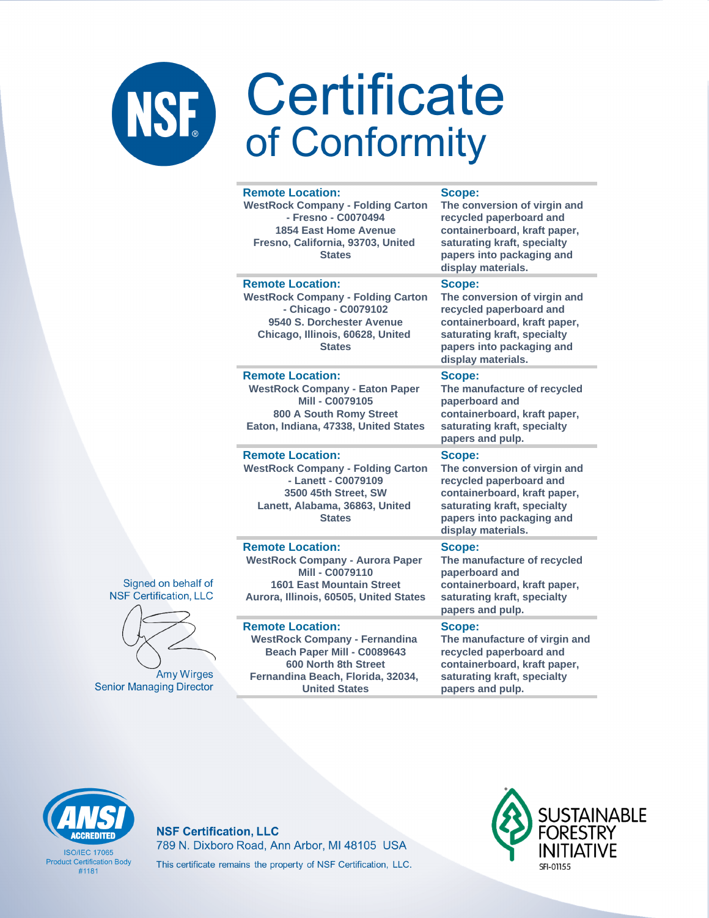# Certificate of Conformity

| Remote Location: | Scope: |
| --- | --- |
| WestRock Company - Folding Carton - Fresno - C0070494 1854 East Home Avenue Fresno, California, 93703, United States | The conversion of virgin and recycled paperboard and containerboard, kraft paper, saturating kraft, specialty papers into packaging and display materials. |
| WestRock Company - Folding Carton - Chicago - C0079102 9540 S. Dorchester Avenue Chicago, Illinois, 60628, United States | The conversion of virgin and recycled paperboard and containerboard, kraft paper, saturating kraft, specialty papers into packaging and display materials. |
| WestRock Company - Eaton Paper Mill - C0079105 800 A South Romy Street Eaton, Indiana, 47338, United States | The manufacture of recycled paperboard and containerboard, kraft paper, saturating kraft, specialty papers and pulp. |
| WestRock Company - Folding Carton - Lanett - C0079109 3500 45th Street, SW Lanett, Alabama, 36863, United States | The conversion of virgin and recycled paperboard and containerboard, kraft paper, saturating kraft, specialty papers into packaging and display materials. |
| WestRock Company - Aurora Paper Mill - C0079110 1601 East Mountain Street Aurora, Illinois, 60505, United States | The manufacture of recycled paperboard and containerboard, kraft paper, saturating kraft, specialty papers and pulp. |
| WestRock Company - Fernandina Beach Paper Mill - C0089643 600 North 8th Street Fernandina Beach, Florida, 32034, United States | The manufacture of virgin and recycled paperboard and containerboard, kraft paper, saturating kraft, specialty papers and pulp. |

Signed on behalf of NSF Certification, LLC

Amy Wirges
Senior Managing Director

ANSI ACCREDITED
ISO/IEC 17065 Product Certification Body #1181

**NSF Certification, LLC**
789 N. Dixboro Road, Ann Arbor, MI 48105 USA
This certificate remains the property of NSF Certification, LLC.

SUSTAINABLE FORESTRY INITIATIVE
SFI-01155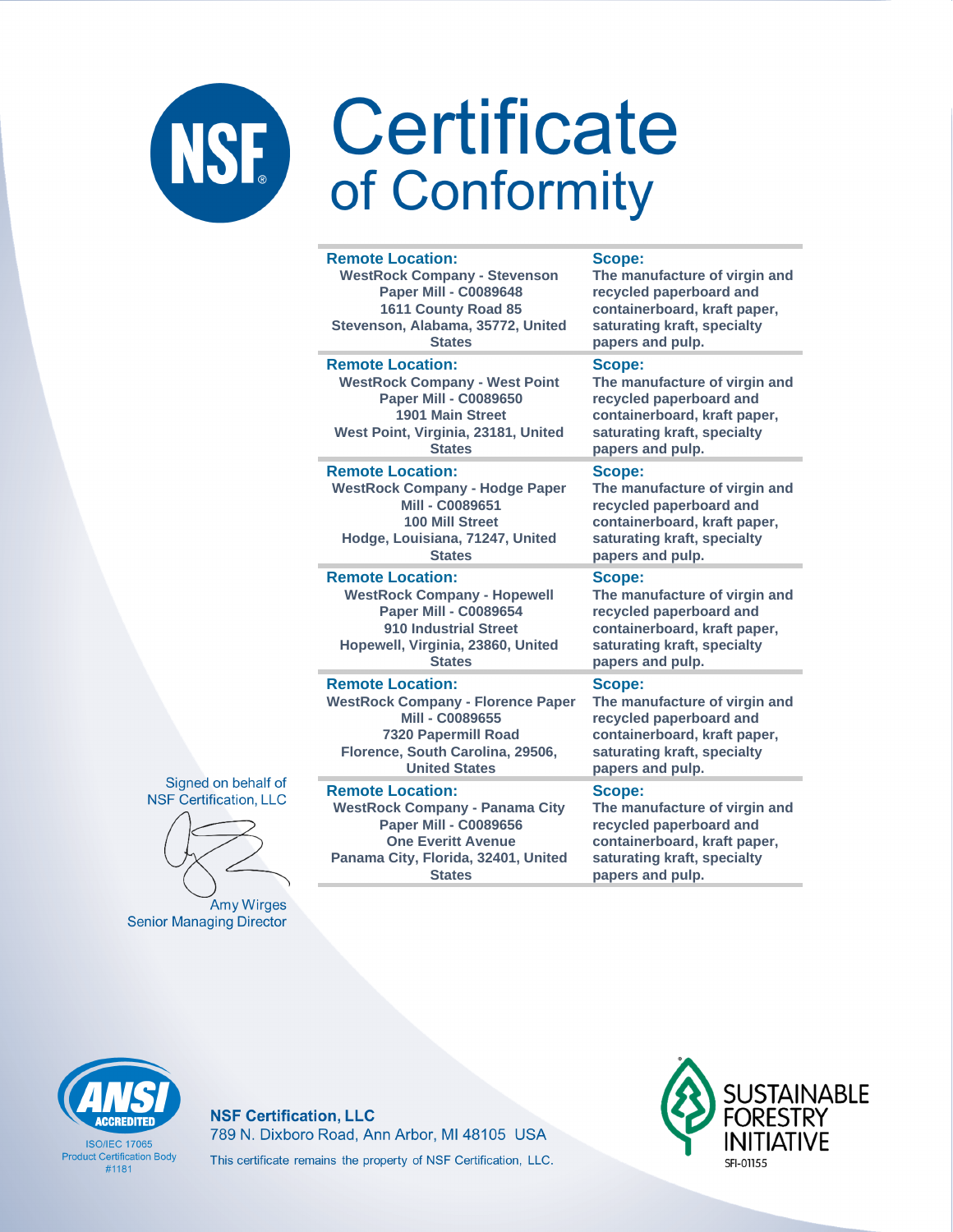# Certificate of Conformity

| Remote Location: | Scope: |
|---|---|
| WestRock Company - Stevenson Paper Mill - C0089648<br>1611 County Road 85<br>Stevenson, Alabama, 35772, United States | The manufacture of virgin and recycled paperboard and containerboard, kraft paper, saturating kraft, specialty papers and pulp. |
| WestRock Company - West Point Paper Mill - C0089650<br>1901 Main Street<br>West Point, Virginia, 23181, United States | The manufacture of virgin and recycled paperboard and containerboard, kraft paper, saturating kraft, specialty papers and pulp. |
| WestRock Company - Hodge Paper Mill - C0089651<br>100 Mill Street<br>Hodge, Louisiana, 71247, United States | The manufacture of virgin and recycled paperboard and containerboard, kraft paper, saturating kraft, specialty papers and pulp. |
| WestRock Company - Hopewell Paper Mill - C0089654<br>910 Industrial Street<br>Hopewell, Virginia, 23860, United States | The manufacture of virgin and recycled paperboard and containerboard, kraft paper, saturating kraft, specialty papers and pulp. |
| WestRock Company - Florence Paper Mill - C0089655<br>7320 Papermill Road<br>Florence, South Carolina, 29506, United States | The manufacture of virgin and recycled paperboard and containerboard, kraft paper, saturating kraft, specialty papers and pulp. |
| WestRock Company - Panama City Paper Mill - C0089656<br>One Everitt Avenue<br>Panama City, Florida, 32401, United States | The manufacture of virgin and recycled paperboard and containerboard, kraft paper, saturating kraft, specialty papers and pulp. |

Signed on behalf of NSF Certification, LLC

Amy Wirges
Senior Managing Director

ANSI ACCREDITED
ISO/IEC 17065 Product Certification Body #1181

**NSF Certification, LLC**
789 N. Dixboro Road, Ann Arbor, MI 48105 USA
This certificate remains the property of NSF Certification, LLC.

SUSTAINABLE FORESTRY INITIATIVE
SFI-01155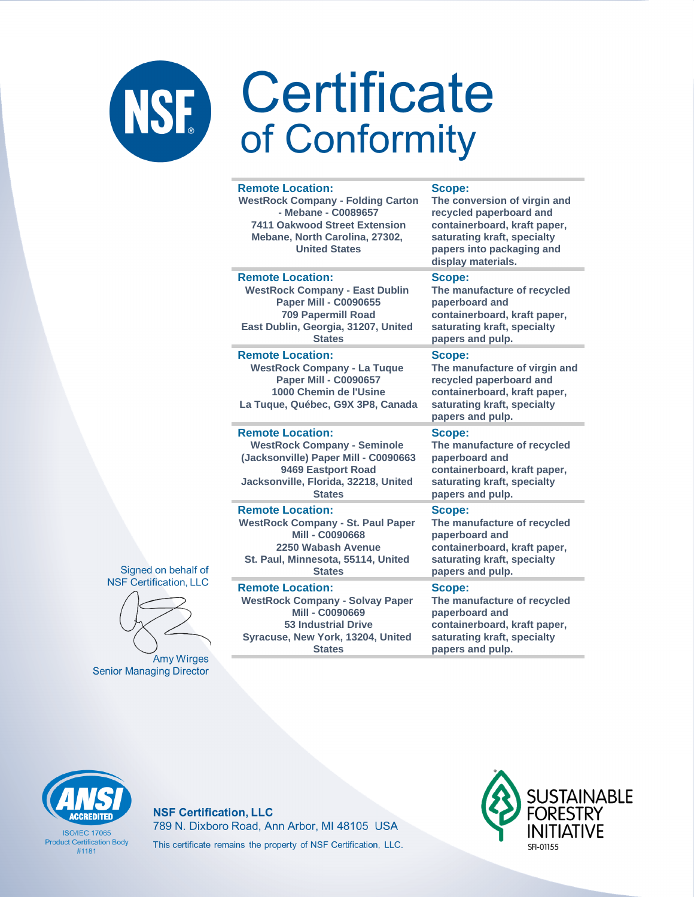# Certificate of Conformity

| Remote Location: | Scope: |
|---|---|
| WestRock Company - Folding Carton - Mebane - C0089657<br>7411 Oakwood Street Extension<br>Mebane, North Carolina, 27302, United States | The conversion of virgin and recycled paperboard and containerboard, kraft paper, saturating kraft, specialty papers into packaging and display materials. |
| WestRock Company - East Dublin Paper Mill - C0090655<br>709 Papermill Road<br>East Dublin, Georgia, 31207, United States | The manufacture of recycled paperboard and containerboard, kraft paper, saturating kraft, specialty papers and pulp. |
| WestRock Company - La Tuque Paper Mill - C0090657<br>1000 Chemin de l'Usine<br>La Tuque, Québec, G9X 3P8, Canada | The manufacture of virgin and recycled paperboard and containerboard, kraft paper, saturating kraft, specialty papers and pulp. |
| WestRock Company - Seminole (Jacksonville) Paper Mill - C0090663<br>9469 Eastport Road<br>Jacksonville, Florida, 32218, United States | The manufacture of recycled paperboard and containerboard, kraft paper, saturating kraft, specialty papers and pulp. |
| WestRock Company - St. Paul Paper Mill - C0090668<br>2250 Wabash Avenue<br>St. Paul, Minnesota, 55114, United States | The manufacture of recycled paperboard and containerboard, kraft paper, saturating kraft, specialty papers and pulp. |
| WestRock Company - Solvay Paper Mill - C0090669<br>53 Industrial Drive<br>Syracuse, New York, 13204, United States | The manufacture of recycled paperboard and containerboard, kraft paper, saturating kraft, specialty papers and pulp. |

Signed on behalf of
NSF Certification, LLC

Amy Wirges
Senior Managing Director

ANSI ACCREDITED
ISO/IEC 17065
Product Certification Body
#1181

**NSF Certification, LLC**
789 N. Dixboro Road, Ann Arbor, MI 48105 USA
This certificate remains the property of NSF Certification, LLC.

SUSTAINABLE FORESTRY INITIATIVE
SFI-01155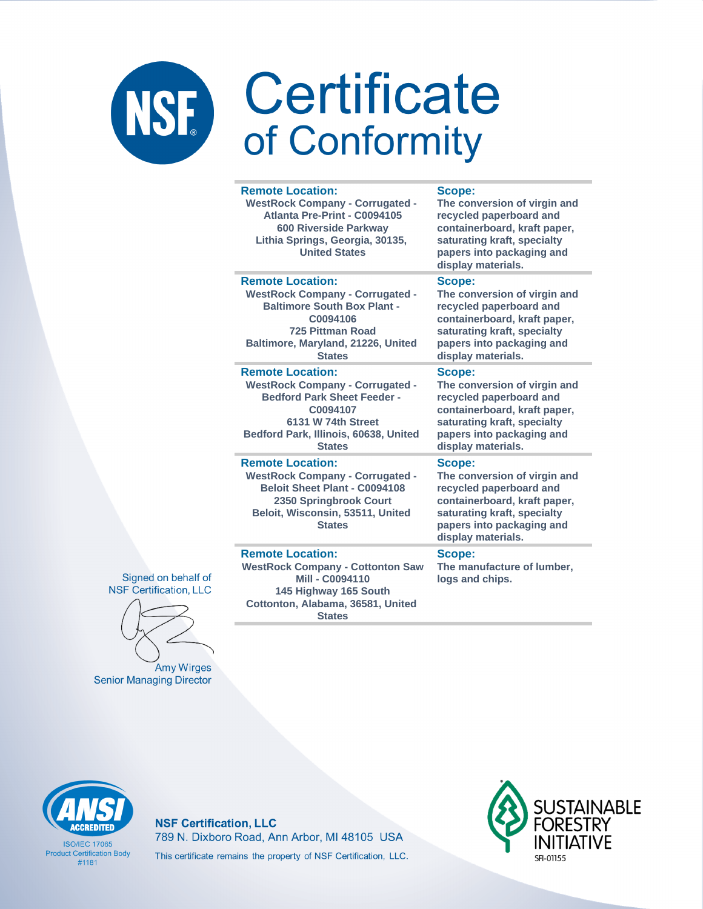# Certificate of Conformity

| Remote Location: | Scope: |
|---|---|
| WestRock Company - Corrugated - Atlanta Pre-Print - C0094105<br>600 Riverside Parkway<br>Lithia Springs, Georgia, 30135, United States | The conversion of virgin and recycled paperboard and containerboard, kraft paper, saturating kraft, specialty papers into packaging and display materials. |
| WestRock Company - Corrugated - Baltimore South Box Plant - C0094106<br>725 Pittman Road<br>Baltimore, Maryland, 21226, United States | The conversion of virgin and recycled paperboard and containerboard, kraft paper, saturating kraft, specialty papers into packaging and display materials. |
| WestRock Company - Corrugated - Bedford Park Sheet Feeder - C0094107<br>6131 W 74th Street<br>Bedford Park, Illinois, 60638, United States | The conversion of virgin and recycled paperboard and containerboard, kraft paper, saturating kraft, specialty papers into packaging and display materials. |
| WestRock Company - Corrugated - Beloit Sheet Plant - C0094108<br>2350 Springbrook Court<br>Beloit, Wisconsin, 53511, United States | The conversion of virgin and recycled paperboard and containerboard, kraft paper, saturating kraft, specialty papers into packaging and display materials. |
| WestRock Company - Cottonton Saw Mill - C0094110<br>145 Highway 165 South<br>Cottonton, Alabama, 36581, United States | The manufacture of lumber, logs and chips. |

Signed on behalf of NSF Certification, LLC

Amy Wirges
Senior Managing Director

ANSI ACCREDITED
ISO/IEC 17065 Product Certification Body #1181

**NSF Certification, LLC**
789 N. Dixboro Road, Ann Arbor, MI 48105 USA
This certificate remains the property of NSF Certification, LLC.

SUSTAINABLE FORESTRY INITIATIVE
SFI-01155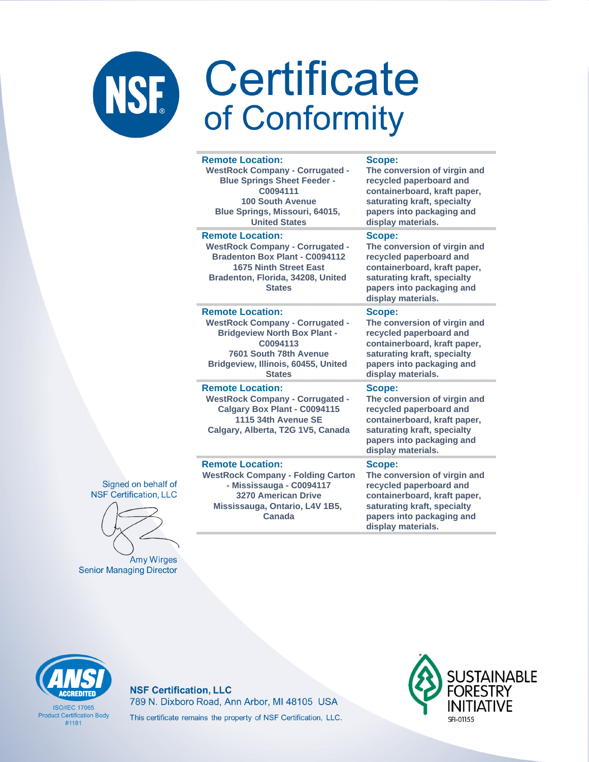# Certificate of Conformity

| Remote Location: | Scope: |
|---|---|
| WestRock Company - Corrugated - Blue Springs Sheet Feeder - C0094111<br>100 South Avenue<br>Blue Springs, Missouri, 64015, United States | The conversion of virgin and recycled paperboard and containerboard, kraft paper, saturating kraft, specialty papers into packaging and display materials. |
| WestRock Company - Corrugated - Bradenton Box Plant - C0094112<br>1675 Ninth Street East<br>Bradenton, Florida, 34208, United States | The conversion of virgin and recycled paperboard and containerboard, kraft paper, saturating kraft, specialty papers into packaging and display materials. |
| WestRock Company - Corrugated - Bridgeview North Box Plant - C0094113<br>7601 South 78th Avenue<br>Bridgeview, Illinois, 60455, United States | The conversion of virgin and recycled paperboard and containerboard, kraft paper, saturating kraft, specialty papers into packaging and display materials. |
| WestRock Company - Corrugated - Calgary Box Plant - C0094115<br>1115 34th Avenue SE<br>Calgary, Alberta, T2G 1V5, Canada | The conversion of virgin and recycled paperboard and containerboard, kraft paper, saturating kraft, specialty papers into packaging and display materials. |
| WestRock Company - Folding Carton - Mississauga - C0094117<br>3270 American Drive<br>Mississauga, Ontario, L4V 1B5, Canada | The conversion of virgin and recycled paperboard and containerboard, kraft paper, saturating kraft, specialty papers into packaging and display materials. |

Signed on behalf of NSF Certification, LLC

Amy Wirges
Senior Managing Director

ANSI ACCREDITED
ISO/IEC 17065 Product Certification Body #1181

**NSF Certification, LLC**
789 N. Dixboro Road, Ann Arbor, MI 48105 USA
This certificate remains the property of NSF Certification, LLC.

SUSTAINABLE FORESTRY INITIATIVE
SFI-01155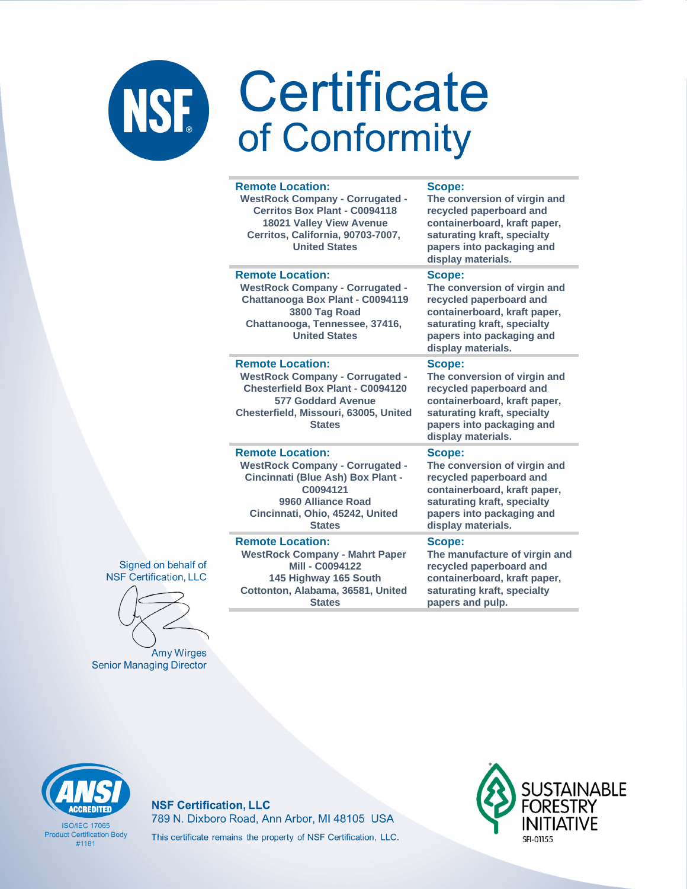# Certificate of Conformity

| Remote Location: | Scope: |
|---|---|
| WestRock Company - Corrugated - Cerritos Box Plant - C0094118<br>18021 Valley View Avenue<br>Cerritos, California, 90703-7007, United States | The conversion of virgin and recycled paperboard and containerboard, kraft paper, saturating kraft, specialty papers into packaging and display materials. |
| WestRock Company - Corrugated - Chattanooga Box Plant - C0094119<br>3800 Tag Road<br>Chattanooga, Tennessee, 37416, United States | The conversion of virgin and recycled paperboard and containerboard, kraft paper, saturating kraft, specialty papers into packaging and display materials. |
| WestRock Company - Corrugated - Chesterfield Box Plant - C0094120<br>577 Goddard Avenue<br>Chesterfield, Missouri, 63005, United States | The conversion of virgin and recycled paperboard and containerboard, kraft paper, saturating kraft, specialty papers into packaging and display materials. |
| WestRock Company - Corrugated - Cincinnati (Blue Ash) Box Plant - C0094121<br>9960 Alliance Road<br>Cincinnati, Ohio, 45242, United States | The conversion of virgin and recycled paperboard and containerboard, kraft paper, saturating kraft, specialty papers into packaging and display materials. |
| WestRock Company - Mahrt Paper Mill - C0094122<br>145 Highway 165 South<br>Cottonton, Alabama, 36581, United States | The manufacture of virgin and recycled paperboard and containerboard, kraft paper, saturating kraft, specialty papers and pulp. |

Signed on behalf of
NSF Certification, LLC

Amy Wirges
Senior Managing Director

ANSI ACCREDITED
ISO/IEC 17065
Product Certification Body
#1181

**NSF Certification, LLC**
789 N. Dixboro Road, Ann Arbor, MI 48105 USA
This certificate remains the property of NSF Certification, LLC.

SUSTAINABLE FORESTRY INITIATIVE
SFI-01155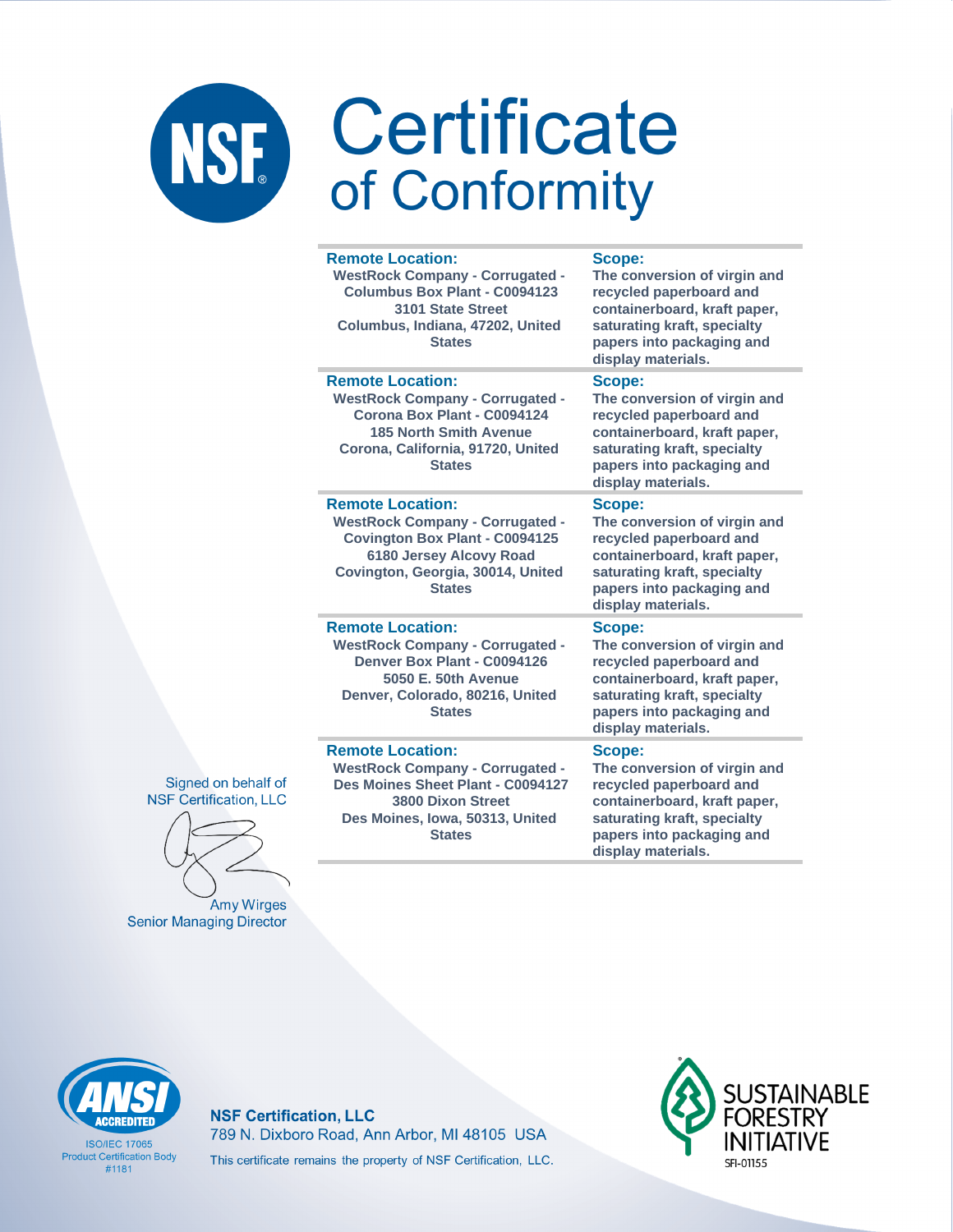# Certificate of Conformity

| Remote Location: | Scope: |
|---|---|
| WestRock Company - Corrugated - Columbus Box Plant - C0094123 3101 State Street Columbus, Indiana, 47202, United States | The conversion of virgin and recycled paperboard and containerboard, kraft paper, saturating kraft, specialty papers into packaging and display materials. |
| WestRock Company - Corrugated - Corona Box Plant - C0094124 185 North Smith Avenue Corona, California, 91720, United States | The conversion of virgin and recycled paperboard and containerboard, kraft paper, saturating kraft, specialty papers into packaging and display materials. |
| WestRock Company - Corrugated - Covington Box Plant - C0094125 6180 Jersey Alcovy Road Covington, Georgia, 30014, United States | The conversion of virgin and recycled paperboard and containerboard, kraft paper, saturating kraft, specialty papers into packaging and display materials. |
| WestRock Company - Corrugated - Denver Box Plant - C0094126 5050 E. 50th Avenue Denver, Colorado, 80216, United States | The conversion of virgin and recycled paperboard and containerboard, kraft paper, saturating kraft, specialty papers into packaging and display materials. |
| WestRock Company - Corrugated - Des Moines Sheet Plant - C0094127 3800 Dixon Street Des Moines, Iowa, 50313, United States | The conversion of virgin and recycled paperboard and containerboard, kraft paper, saturating kraft, specialty papers into packaging and display materials. |

Signed on behalf of NSF Certification, LLC

Amy Wirges
Senior Managing Director

ANSI ACCREDITED
ISO/IEC 17065 Product Certification Body #1181

**NSF Certification, LLC**
789 N. Dixboro Road, Ann Arbor, MI 48105 USA
This certificate remains the property of NSF Certification, LLC.

SUSTAINABLE FORESTRY INITIATIVE
SFI-01155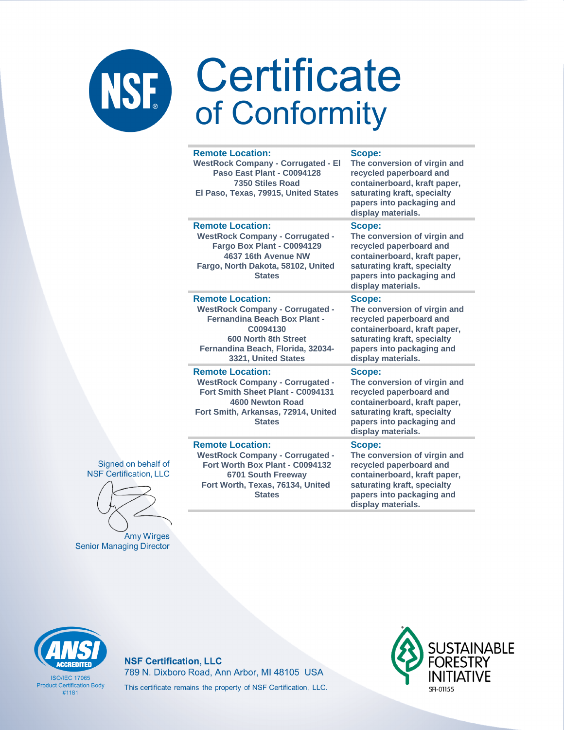# Certificate of Conformity

| Remote Location: | Scope: |
|---|---|
| WestRock Company - Corrugated - El Paso East Plant - C0094128<br>7350 Stiles Road<br>El Paso, Texas, 79915, United States | The conversion of virgin and recycled paperboard and containerboard, kraft paper, saturating kraft, specialty papers into packaging and display materials. |
| WestRock Company - Corrugated - Fargo Box Plant - C0094129<br>4637 16th Avenue NW<br>Fargo, North Dakota, 58102, United States | The conversion of virgin and recycled paperboard and containerboard, kraft paper, saturating kraft, specialty papers into packaging and display materials. |
| WestRock Company - Corrugated - Fernandina Beach Box Plant - C0094130<br>600 North 8th Street<br>Fernandina Beach, Florida, 32034-3321, United States | The conversion of virgin and recycled paperboard and containerboard, kraft paper, saturating kraft, specialty papers into packaging and display materials. |
| WestRock Company - Corrugated - Fort Smith Sheet Plant - C0094131<br>4600 Newton Road<br>Fort Smith, Arkansas, 72914, United States | The conversion of virgin and recycled paperboard and containerboard, kraft paper, saturating kraft, specialty papers into packaging and display materials. |
| WestRock Company - Corrugated - Fort Worth Box Plant - C0094132<br>6701 South Freeway<br>Fort Worth, Texas, 76134, United States | The conversion of virgin and recycled paperboard and containerboard, kraft paper, saturating kraft, specialty papers into packaging and display materials. |

Signed on behalf of
NSF Certification, LLC

Amy Wirges
Senior Managing Director

ANSI ACCREDITED
ISO/IEC 17065
Product Certification Body
#1181

**NSF Certification, LLC**
789 N. Dixboro Road, Ann Arbor, MI 48105 USA
This certificate remains the property of NSF Certification, LLC.

SUSTAINABLE FORESTRY INITIATIVE
SFI-01155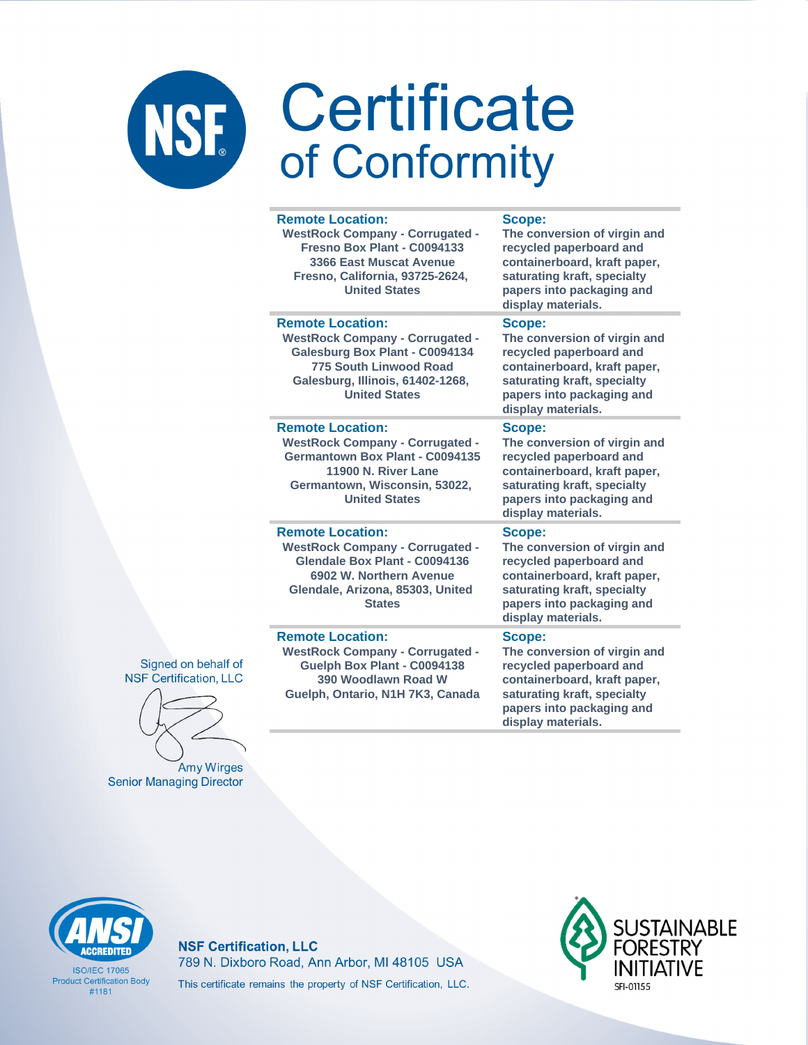# Certificate of Conformity

| Remote Location: | Scope: |
|---|---|
| WestRock Company - Corrugated - Fresno Box Plant - C0094133<br>3366 East Muscat Avenue<br>Fresno, California, 93725-2624, United States | The conversion of virgin and recycled paperboard and containerboard, kraft paper, saturating kraft, specialty papers into packaging and display materials. |
| WestRock Company - Corrugated - Galesburg Box Plant - C0094134<br>775 South Linwood Road<br>Galesburg, Illinois, 61402-1268, United States | The conversion of virgin and recycled paperboard and containerboard, kraft paper, saturating kraft, specialty papers into packaging and display materials. |
| WestRock Company - Corrugated - Germantown Box Plant - C0094135<br>11900 N. River Lane<br>Germantown, Wisconsin, 53022, United States | The conversion of virgin and recycled paperboard and containerboard, kraft paper, saturating kraft, specialty papers into packaging and display materials. |
| WestRock Company - Corrugated - Glendale Box Plant - C0094136<br>6902 W. Northern Avenue<br>Glendale, Arizona, 85303, United States | The conversion of virgin and recycled paperboard and containerboard, kraft paper, saturating kraft, specialty papers into packaging and display materials. |
| WestRock Company - Corrugated - Guelph Box Plant - C0094138<br>390 Woodlawn Road W<br>Guelph, Ontario, N1H 7K3, Canada | The conversion of virgin and recycled paperboard and containerboard, kraft paper, saturating kraft, specialty papers into packaging and display materials. |

Signed on behalf of NSF Certification, LLC

Amy Wirges
Senior Managing Director

ANSI ACCREDITED
ISO/IEC 17065 Product Certification Body #1181

**NSF Certification, LLC**
789 N. Dixboro Road, Ann Arbor, MI 48105 USA
This certificate remains the property of NSF Certification, LLC.

SUSTAINABLE FORESTRY INITIATIVE
SFI-01155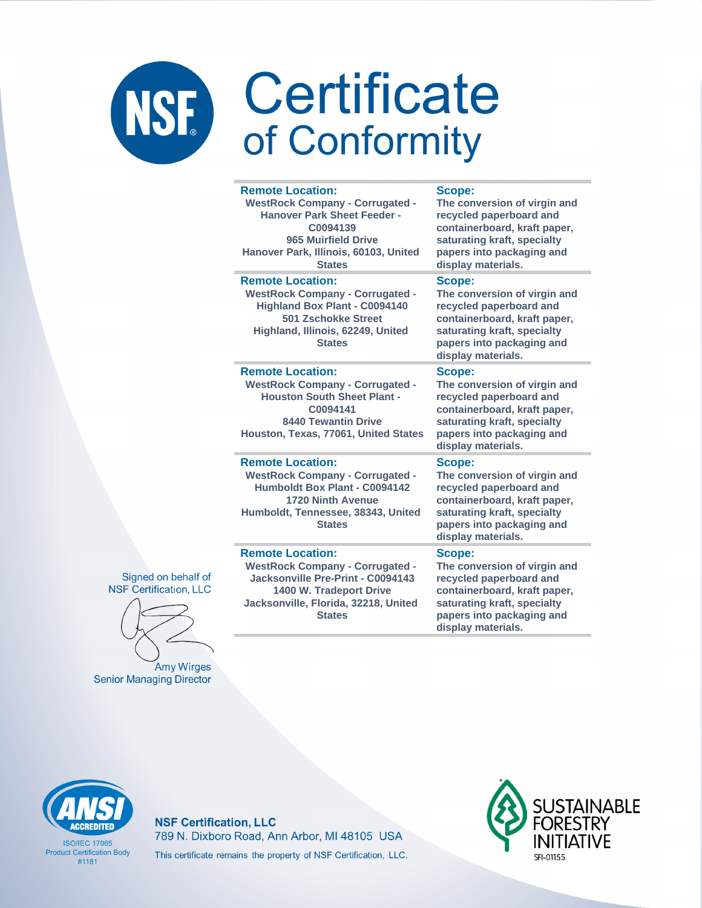# Certificate of Conformity

| Remote Location: | Scope: |
|---|---|
| WestRock Company - Corrugated - Hanover Park Sheet Feeder - C0094139<br>965 Muirfield Drive<br>Hanover Park, Illinois, 60103, United States | The conversion of virgin and recycled paperboard and containerboard, kraft paper, saturating kraft, specialty papers into packaging and display materials. |
| WestRock Company - Corrugated - Highland Box Plant - C0094140<br>501 Zschokke Street<br>Highland, Illinois, 62249, United States | The conversion of virgin and recycled paperboard and containerboard, kraft paper, saturating kraft, specialty papers into packaging and display materials. |
| WestRock Company - Corrugated - Houston South Sheet Plant - C0094141<br>8440 Tewantin Drive<br>Houston, Texas, 77061, United States | The conversion of virgin and recycled paperboard and containerboard, kraft paper, saturating kraft, specialty papers into packaging and display materials. |
| WestRock Company - Corrugated - Humboldt Box Plant - C0094142<br>1720 Ninth Avenue<br>Humboldt, Tennessee, 38343, United States | The conversion of virgin and recycled paperboard and containerboard, kraft paper, saturating kraft, specialty papers into packaging and display materials. |
| WestRock Company - Corrugated - Jacksonville Pre-Print - C0094143<br>1400 W. Tradeport Drive<br>Jacksonville, Florida, 32218, United States | The conversion of virgin and recycled paperboard and containerboard, kraft paper, saturating kraft, specialty papers into packaging and display materials. |

Signed on behalf of
NSF Certification, LLC

Amy Wirges
Senior Managing Director

ANSI ACCREDITED
ISO/IEC 17065
Product Certification Body
#1181

**NSF Certification, LLC**
789 N. Dixboro Road, Ann Arbor, MI 48105 USA
This certificate remains the property of NSF Certification, LLC.

SUSTAINABLE FORESTRY INITIATIVE
SFI-01155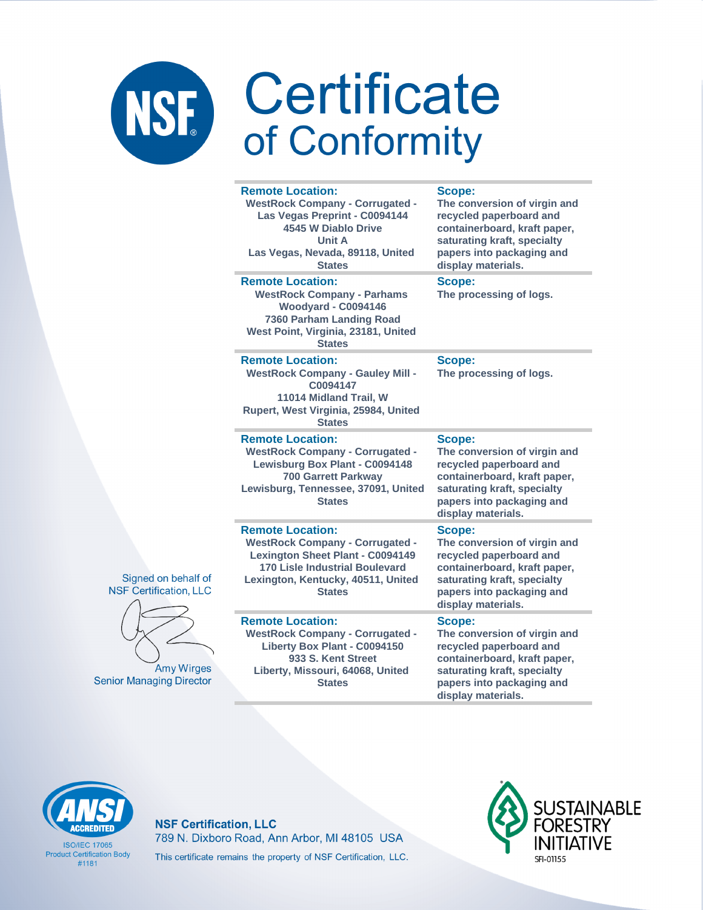# Certificate of Conformity

| Remote Location: | Scope: |
|---|---|
| WestRock Company - Corrugated - Las Vegas Preprint - C0094144<br>4545 W Diablo Drive<br>Unit A<br>Las Vegas, Nevada, 89118, United States | The conversion of virgin and recycled paperboard and containerboard, kraft paper, saturating kraft, specialty papers into packaging and display materials. |
| WestRock Company - Parhams Woodyard - C0094146<br>7360 Parham Landing Road<br>West Point, Virginia, 23181, United States | The processing of logs. |
| WestRock Company - Gauley Mill - C0094147<br>11014 Midland Trail, W<br>Rupert, West Virginia, 25984, United States | The processing of logs. |
| WestRock Company - Corrugated - Lewisburg Box Plant - C0094148<br>700 Garrett Parkway<br>Lewisburg, Tennessee, 37091, United States | The conversion of virgin and recycled paperboard and containerboard, kraft paper, saturating kraft, specialty papers into packaging and display materials. |
| WestRock Company - Corrugated - Lexington Sheet Plant - C0094149<br>170 Lisle Industrial Boulevard<br>Lexington, Kentucky, 40511, United States | The conversion of virgin and recycled paperboard and containerboard, kraft paper, saturating kraft, specialty papers into packaging and display materials. |
| WestRock Company - Corrugated - Liberty Box Plant - C0094150<br>933 S. Kent Street<br>Liberty, Missouri, 64068, United States | The conversion of virgin and recycled paperboard and containerboard, kraft paper, saturating kraft, specialty papers into packaging and display materials. |

Signed on behalf of NSF Certification, LLC

Amy Wirges
Senior Managing Director

ANSI ACCREDITED
ISO/IEC 17065
Product Certification Body
#1181

**NSF Certification, LLC**
789 N. Dixboro Road, Ann Arbor, MI 48105 USA
This certificate remains the property of NSF Certification, LLC.

SUSTAINABLE FORESTRY INITIATIVE
SFI-01155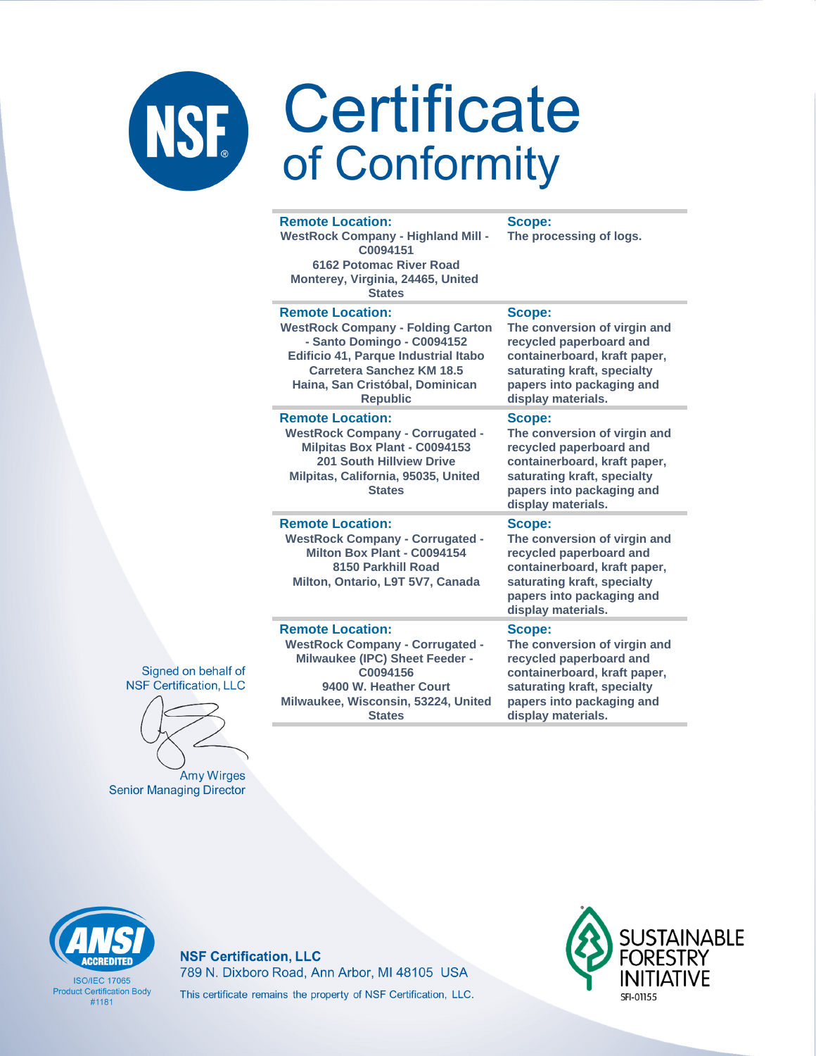# Certificate of Conformity

| Remote Location: | Scope: |
|---|---|
| WestRock Company - Highland Mill - C0094151<br>6162 Potomac River Road<br>Monterey, Virginia, 24465, United States | The processing of logs. |
| WestRock Company - Folding Carton - Santo Domingo - C0094152<br>Edificio 41, Parque Industrial Itabo Carretera Sanchez KM 18.5<br>Haina, San Cristóbal, Dominican Republic | The conversion of virgin and recycled paperboard and containerboard, kraft paper, saturating kraft, specialty papers into packaging and display materials. |
| WestRock Company - Corrugated - Milpitas Box Plant - C0094153<br>201 South Hillview Drive<br>Milpitas, California, 95035, United States | The conversion of virgin and recycled paperboard and containerboard, kraft paper, saturating kraft, specialty papers into packaging and display materials. |
| WestRock Company - Corrugated - Milton Box Plant - C0094154<br>8150 Parkhill Road<br>Milton, Ontario, L9T 5V7, Canada | The conversion of virgin and recycled paperboard and containerboard, kraft paper, saturating kraft, specialty papers into packaging and display materials. |
| WestRock Company - Corrugated - Milwaukee (IPC) Sheet Feeder - C0094156<br>9400 W. Heather Court<br>Milwaukee, Wisconsin, 53224, United States | The conversion of virgin and recycled paperboard and containerboard, kraft paper, saturating kraft, specialty papers into packaging and display materials. |

Signed on behalf of
NSF Certification, LLC

Amy Wirges
Senior Managing Director

ANSI ACCREDITED
ISO/IEC 17065
Product Certification Body
#1181

**NSF Certification, LLC**
789 N. Dixboro Road, Ann Arbor, MI 48105 USA
This certificate remains the property of NSF Certification, LLC.

SUSTAINABLE FORESTRY INITIATIVE
SFI-01155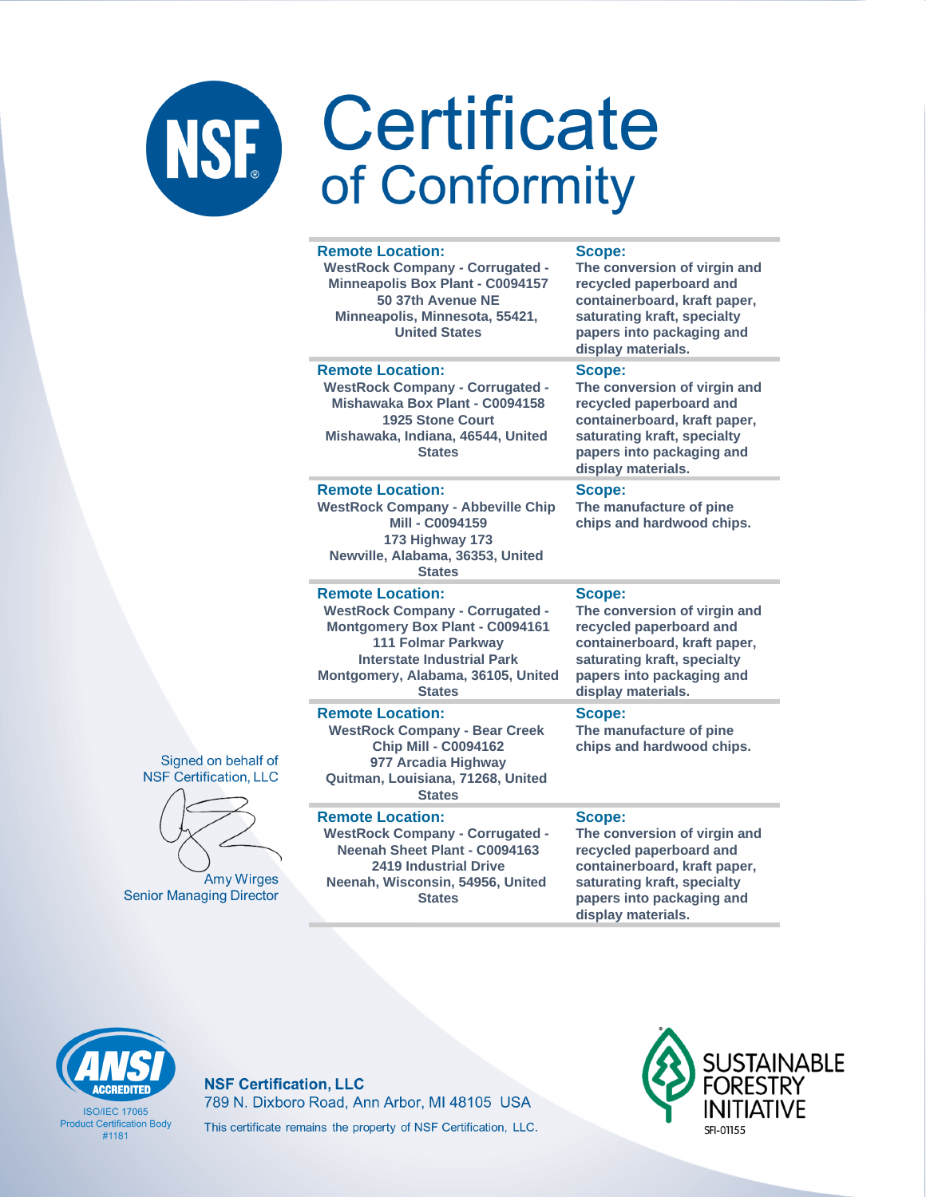# Certificate of Conformity

| Remote Location: | Scope: |
| --- | --- |
| WestRock Company - Corrugated - Minneapolis Box Plant - C0094157<br>50 37th Avenue NE<br>Minneapolis, Minnesota, 55421, United States | The conversion of virgin and recycled paperboard and containerboard, kraft paper, saturating kraft, specialty papers into packaging and display materials. |
| WestRock Company - Corrugated - Mishawaka Box Plant - C0094158<br>1925 Stone Court<br>Mishawaka, Indiana, 46544, United States | The conversion of virgin and recycled paperboard and containerboard, kraft paper, saturating kraft, specialty papers into packaging and display materials. |
| WestRock Company - Abbeville Chip Mill - C0094159<br>173 Highway 173<br>Newville, Alabama, 36353, United States | The manufacture of pine chips and hardwood chips. |
| WestRock Company - Corrugated - Montgomery Box Plant - C0094161<br>111 Folmar Parkway<br>Interstate Industrial Park<br>Montgomery, Alabama, 36105, United States | The conversion of virgin and recycled paperboard and containerboard, kraft paper, saturating kraft, specialty papers into packaging and display materials. |
| WestRock Company - Bear Creek Chip Mill - C0094162<br>977 Arcadia Highway<br>Quitman, Louisiana, 71268, United States | The manufacture of pine chips and hardwood chips. |
| WestRock Company - Corrugated - Neenah Sheet Plant - C0094163<br>2419 Industrial Drive<br>Neenah, Wisconsin, 54956, United States | The conversion of virgin and recycled paperboard and containerboard, kraft paper, saturating kraft, specialty papers into packaging and display materials. |

Signed on behalf of NSF Certification, LLC

Amy Wirges
Senior Managing Director

ANSI ACCREDITED
ISO/IEC 17065
Product Certification Body
#1181

**NSF Certification, LLC**
789 N. Dixboro Road, Ann Arbor, MI 48105 USA
This certificate remains the property of NSF Certification, LLC.

SUSTAINABLE FORESTRY INITIATIVE
SFI-01155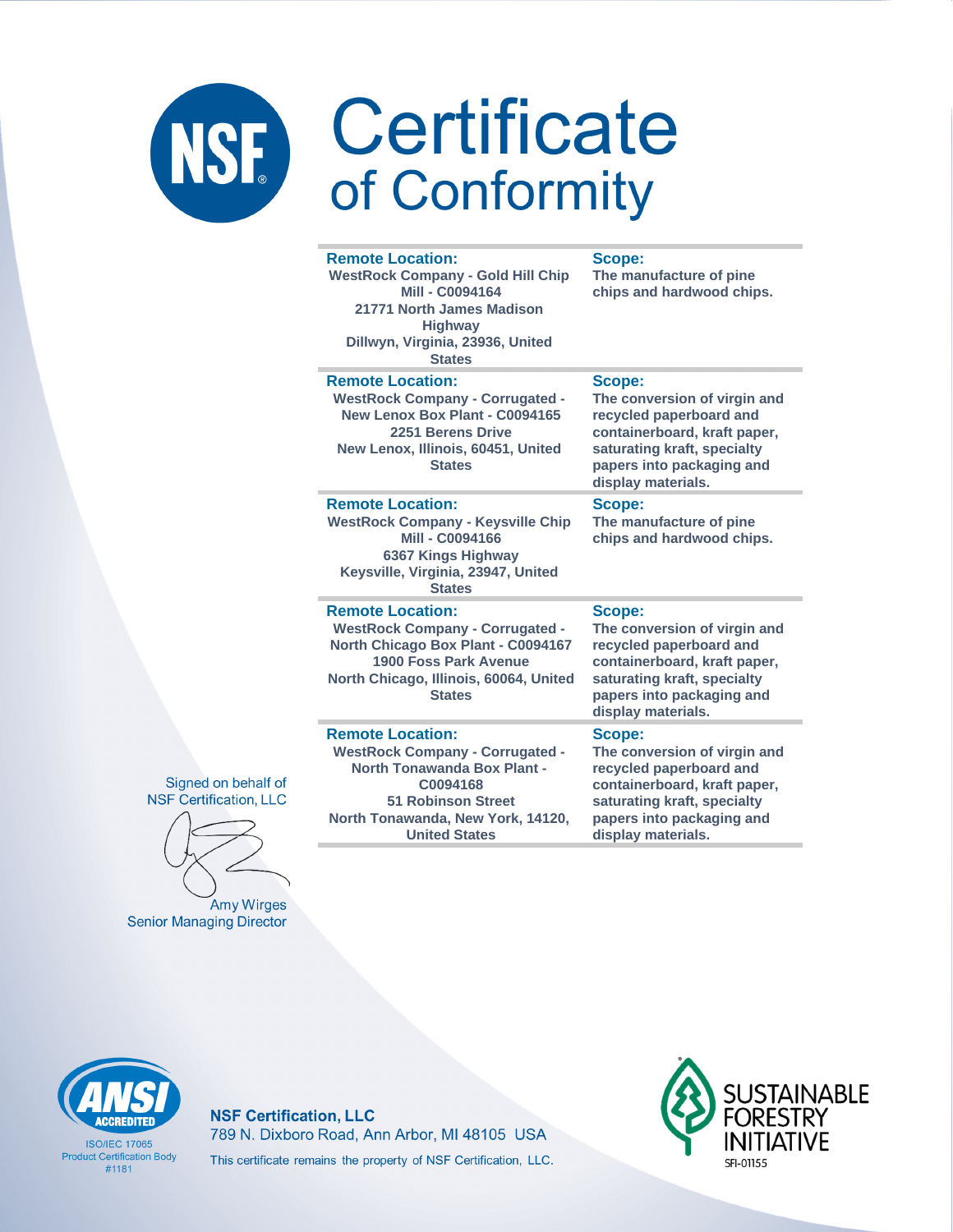# Certificate of Conformity

| Remote Location: | Scope: |
|---|---|
| WestRock Company - Gold Hill Chip Mill - C0094164<br>21771 North James Madison Highway<br>Dillwyn, Virginia, 23936, United States | The manufacture of pine chips and hardwood chips. |
| WestRock Company - Corrugated - New Lenox Box Plant - C0094165<br>2251 Berens Drive<br>New Lenox, Illinois, 60451, United States | The conversion of virgin and recycled paperboard and containerboard, kraft paper, saturating kraft, specialty papers into packaging and display materials. |
| WestRock Company - Keysville Chip Mill - C0094166<br>6367 Kings Highway<br>Keysville, Virginia, 23947, United States | The manufacture of pine chips and hardwood chips. |
| WestRock Company - Corrugated - North Chicago Box Plant - C0094167<br>1900 Foss Park Avenue<br>North Chicago, Illinois, 60064, United States | The conversion of virgin and recycled paperboard and containerboard, kraft paper, saturating kraft, specialty papers into packaging and display materials. |
| WestRock Company - Corrugated - North Tonawanda Box Plant - C0094168<br>51 Robinson Street<br>North Tonawanda, New York, 14120, United States | The conversion of virgin and recycled paperboard and containerboard, kraft paper, saturating kraft, specialty papers into packaging and display materials. |

Signed on behalf of NSF Certification, LLC

Amy Wirges
Senior Managing Director

ANSI ACCREDITED
ISO/IEC 17065
Product Certification Body
#1181

**NSF Certification, LLC**
789 N. Dixboro Road, Ann Arbor, MI 48105 USA
This certificate remains the property of NSF Certification, LLC.

SUSTAINABLE FORESTRY INITIATIVE
SFI-01155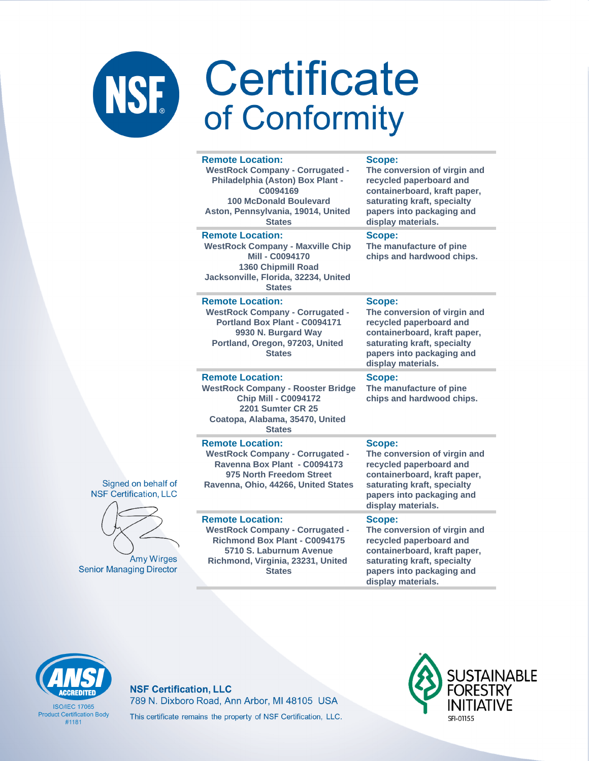# Certificate of Conformity

| Remote Location: | Scope: |
|---|---|
| WestRock Company - Corrugated - Philadelphia (Aston) Box Plant - C0094169<br>100 McDonald Boulevard<br>Aston, Pennsylvania, 19014, United States | The conversion of virgin and recycled paperboard and containerboard, kraft paper, saturating kraft, specialty papers into packaging and display materials. |
| WestRock Company - Maxville Chip Mill - C0094170<br>1360 Chipmill Road<br>Jacksonville, Florida, 32234, United States | The manufacture of pine chips and hardwood chips. |
| WestRock Company - Corrugated - Portland Box Plant - C0094171<br>9930 N. Burgard Way<br>Portland, Oregon, 97203, United States | The conversion of virgin and recycled paperboard and containerboard, kraft paper, saturating kraft, specialty papers into packaging and display materials. |
| WestRock Company - Rooster Bridge Chip Mill - C0094172<br>2201 Sumter CR 25<br>Coatopa, Alabama, 35470, United States | The manufacture of pine chips and hardwood chips. |
| WestRock Company - Corrugated - Ravenna Box Plant - C0094173<br>975 North Freedom Street<br>Ravenna, Ohio, 44266, United States | The conversion of virgin and recycled paperboard and containerboard, kraft paper, saturating kraft, specialty papers into packaging and display materials. |
| WestRock Company - Corrugated - Richmond Box Plant - C0094175<br>5710 S. Laburnum Avenue<br>Richmond, Virginia, 23231, United States | The conversion of virgin and recycled paperboard and containerboard, kraft paper, saturating kraft, specialty papers into packaging and display materials. |

Signed on behalf of
NSF Certification, LLC

Amy Wirges
Senior Managing Director

ANSI ACCREDITED
ISO/IEC 17065
Product Certification Body
#1181

**NSF Certification, LLC**
789 N. Dixboro Road, Ann Arbor, MI 48105 USA
This certificate remains the property of NSF Certification, LLC.

SUSTAINABLE FORESTRY INITIATIVE
SFI-01155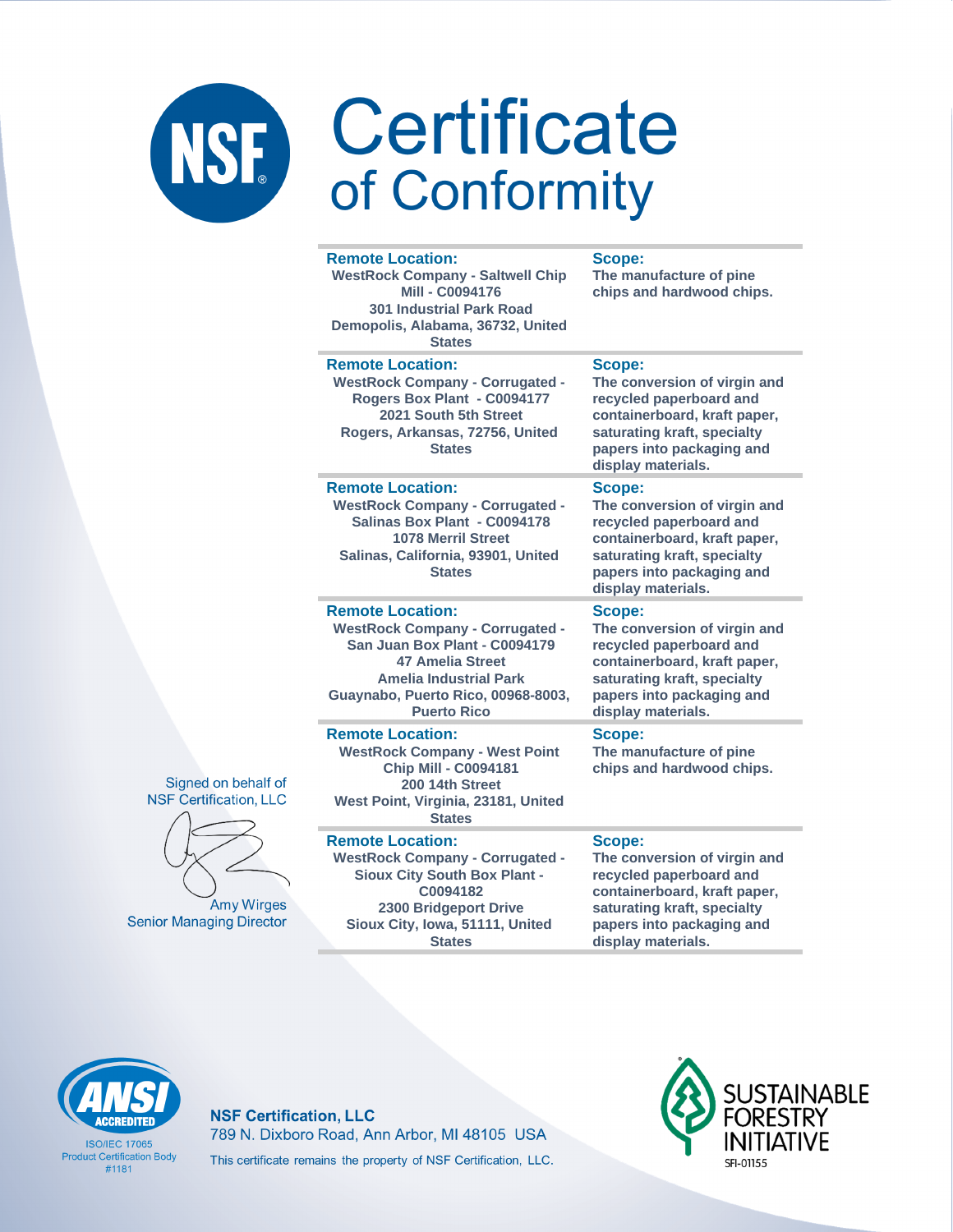# Certificate of Conformity

| Remote Location: | Scope: |
|---|---|
| WestRock Company - Saltwell Chip Mill - C0094176<br>301 Industrial Park Road<br>Demopolis, Alabama, 36732, United States | The manufacture of pine chips and hardwood chips. |
| WestRock Company - Corrugated - Rogers Box Plant - C0094177<br>2021 South 5th Street<br>Rogers, Arkansas, 72756, United States | The conversion of virgin and recycled paperboard and containerboard, kraft paper, saturating kraft, specialty papers into packaging and display materials. |
| WestRock Company - Corrugated - Salinas Box Plant - C0094178<br>1078 Merril Street<br>Salinas, California, 93901, United States | The conversion of virgin and recycled paperboard and containerboard, kraft paper, saturating kraft, specialty papers into packaging and display materials. |
| WestRock Company - Corrugated - San Juan Box Plant - C0094179<br>47 Amelia Street<br>Amelia Industrial Park<br>Guaynabo, Puerto Rico, 00968-8003, Puerto Rico | The conversion of virgin and recycled paperboard and containerboard, kraft paper, saturating kraft, specialty papers into packaging and display materials. |
| WestRock Company - West Point Chip Mill - C0094181<br>200 14th Street<br>West Point, Virginia, 23181, United States | The manufacture of pine chips and hardwood chips. |
| WestRock Company - Corrugated - Sioux City South Box Plant - C0094182<br>2300 Bridgeport Drive<br>Sioux City, Iowa, 51111, United States | The conversion of virgin and recycled paperboard and containerboard, kraft paper, saturating kraft, specialty papers into packaging and display materials. |

Signed on behalf of NSF Certification, LLC

Amy Wirges
Senior Managing Director

ANSI ACCREDITED
ISO/IEC 17065
Product Certification Body
#1181

**NSF Certification, LLC**
789 N. Dixboro Road, Ann Arbor, MI 48105 USA
This certificate remains the property of NSF Certification, LLC.

SUSTAINABLE FORESTRY INITIATIVE
SFI-01155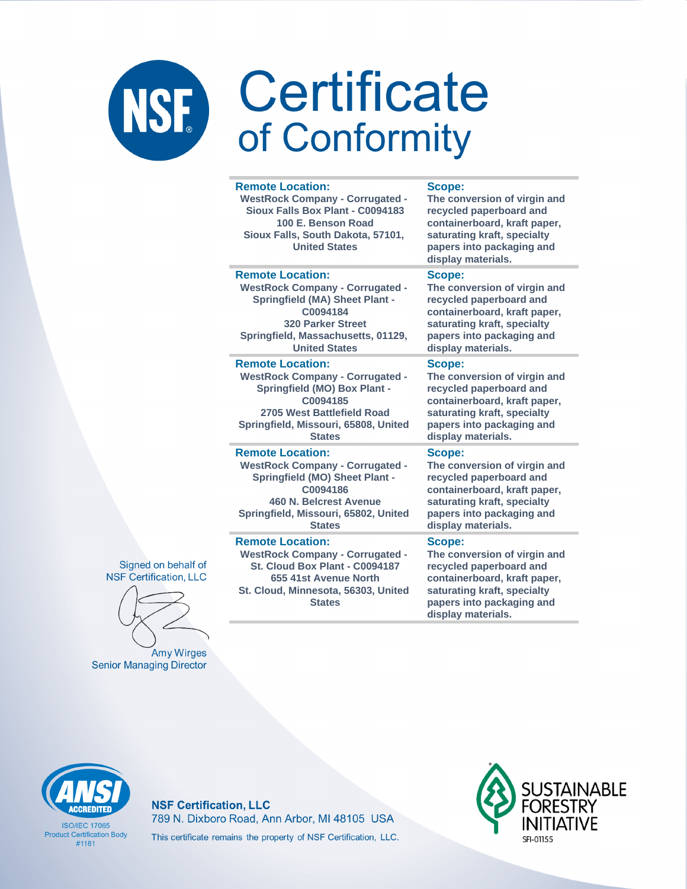# Certificate of Conformity

| Remote Location: | Scope: |
| --- | --- |
| WestRock Company - Corrugated - Sioux Falls Box Plant - C0094183<br>100 E. Benson Road<br>Sioux Falls, South Dakota, 57101, United States | The conversion of virgin and recycled paperboard and containerboard, kraft paper, saturating kraft, specialty papers into packaging and display materials. |
| WestRock Company - Corrugated - Springfield (MA) Sheet Plant - C0094184<br>320 Parker Street<br>Springfield, Massachusetts, 01129, United States | The conversion of virgin and recycled paperboard and containerboard, kraft paper, saturating kraft, specialty papers into packaging and display materials. |
| WestRock Company - Corrugated - Springfield (MO) Box Plant - C0094185<br>2705 West Battlefield Road<br>Springfield, Missouri, 65808, United States | The conversion of virgin and recycled paperboard and containerboard, kraft paper, saturating kraft, specialty papers into packaging and display materials. |
| WestRock Company - Corrugated - Springfield (MO) Sheet Plant - C0094186<br>460 N. Belcrest Avenue<br>Springfield, Missouri, 65802, United States | The conversion of virgin and recycled paperboard and containerboard, kraft paper, saturating kraft, specialty papers into packaging and display materials. |
| WestRock Company - Corrugated - St. Cloud Box Plant - C0094187<br>655 41st Avenue North<br>St. Cloud, Minnesota, 56303, United States | The conversion of virgin and recycled paperboard and containerboard, kraft paper, saturating kraft, specialty papers into packaging and display materials. |

Signed on behalf of NSF Certification, LLC

Amy Wirges
Senior Managing Director

ANSI ACCREDITED
ISO/IEC 17065
Product Certification Body
#1181

**NSF Certification, LLC**
789 N. Dixboro Road, Ann Arbor, MI 48105 USA
This certificate remains the property of NSF Certification, LLC.

SUSTAINABLE FORESTRY INITIATIVE
SFI-01155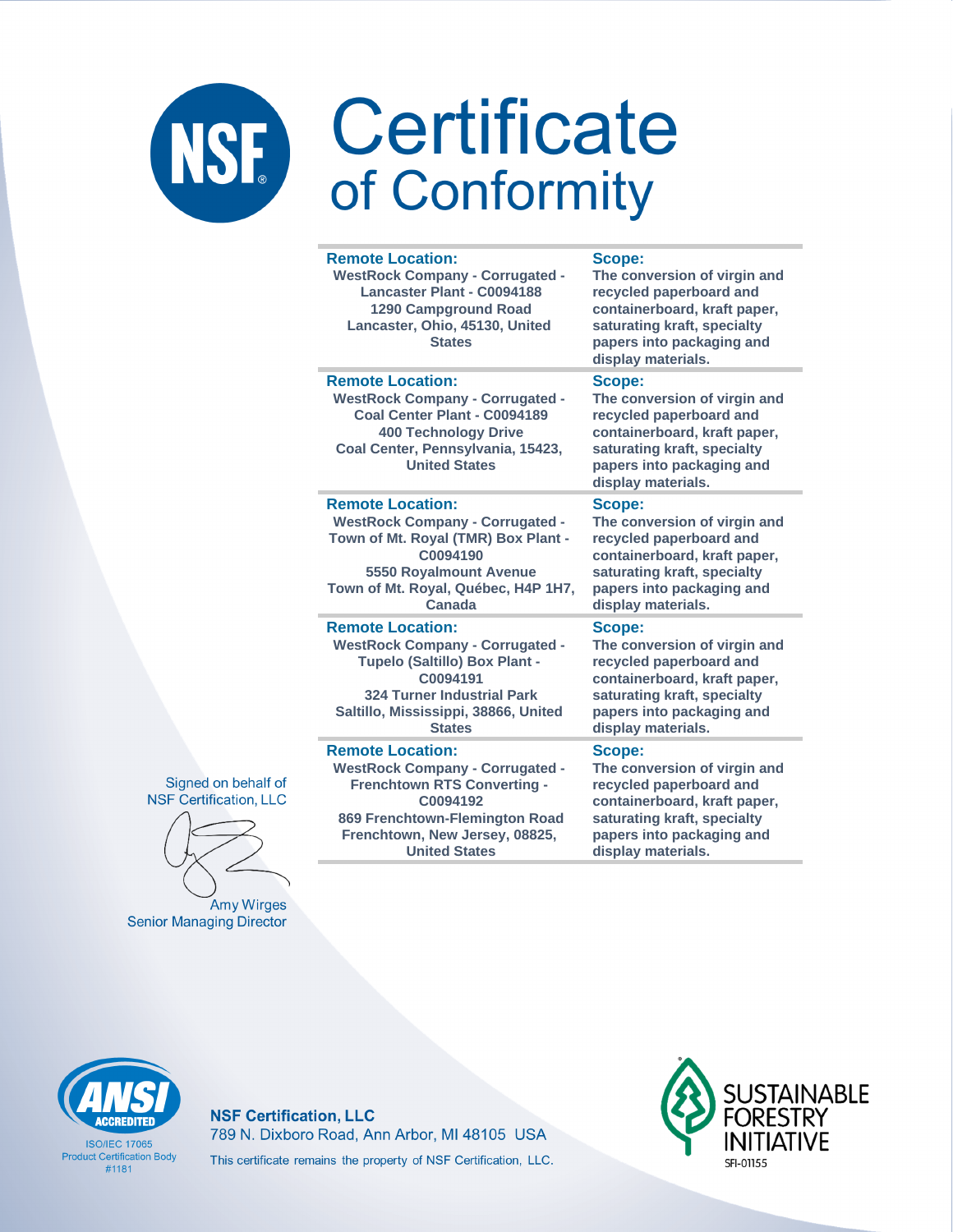# Certificate of Conformity

| Remote Location: | Scope: |
|---|---|
| WestRock Company - Corrugated - Lancaster Plant - C0094188<br>1290 Campground Road<br>Lancaster, Ohio, 45130, United States | The conversion of virgin and recycled paperboard and containerboard, kraft paper, saturating kraft, specialty papers into packaging and display materials. |
| **Remote Location:** | **Scope:** |
| WestRock Company - Corrugated - Coal Center Plant - C0094189<br>400 Technology Drive<br>Coal Center, Pennsylvania, 15423, United States | The conversion of virgin and recycled paperboard and containerboard, kraft paper, saturating kraft, specialty papers into packaging and display materials. |
| **Remote Location:** | **Scope:** |
| WestRock Company - Corrugated - Town of Mt. Royal (TMR) Box Plant - C0094190<br>5550 Royalmount Avenue<br>Town of Mt. Royal, Québec, H4P 1H7, Canada | The conversion of virgin and recycled paperboard and containerboard, kraft paper, saturating kraft, specialty papers into packaging and display materials. |
| **Remote Location:** | **Scope:** |
| WestRock Company - Corrugated - Tupelo (Saltillo) Box Plant - C0094191<br>324 Turner Industrial Park<br>Saltillo, Mississippi, 38866, United States | The conversion of virgin and recycled paperboard and containerboard, kraft paper, saturating kraft, specialty papers into packaging and display materials. |
| **Remote Location:** | **Scope:** |
| WestRock Company - Corrugated - Frenchtown RTS Converting - C0094192<br>869 Frenchtown-Flemington Road<br>Frenchtown, New Jersey, 08825, United States | The conversion of virgin and recycled paperboard and containerboard, kraft paper, saturating kraft, specialty papers into packaging and display materials. |

Signed on behalf of NSF Certification, LLC

Amy Wirges
Senior Managing Director

ANSI ACCREDITED
ISO/IEC 17065 Product Certification Body #1181

**NSF Certification, LLC**
789 N. Dixboro Road, Ann Arbor, MI 48105 USA
This certificate remains the property of NSF Certification, LLC.

SUSTAINABLE FORESTRY INITIATIVE
SFI-01155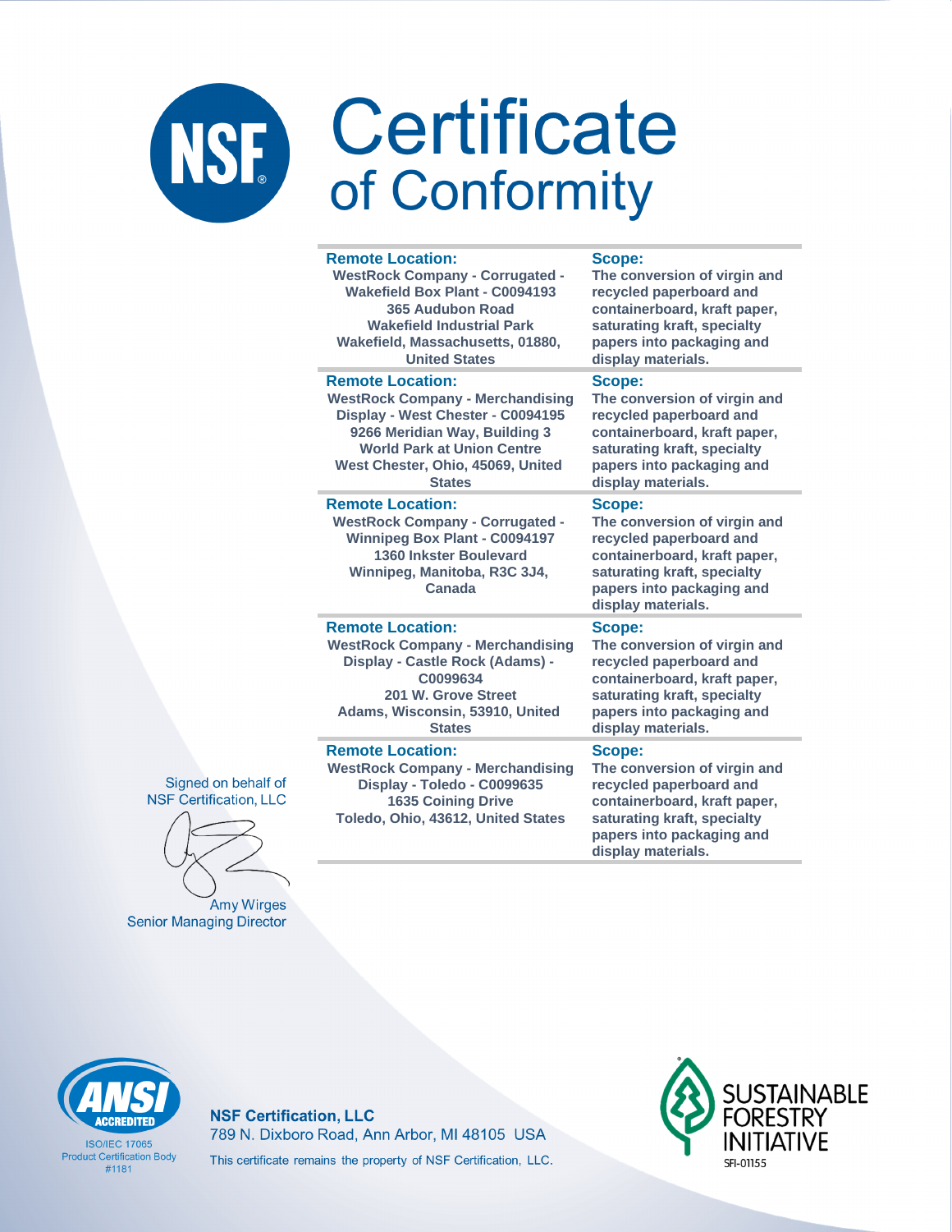# Certificate of Conformity

| Remote Location: | Scope: |
| --- | --- |
| WestRock Company - Corrugated - Wakefield Box Plant - C0094193<br>365 Audubon Road<br>Wakefield Industrial Park<br>Wakefield, Massachusetts, 01880, United States | The conversion of virgin and recycled paperboard and containerboard, kraft paper, saturating kraft, specialty papers into packaging and display materials. |
| **Remote Location:**<br>WestRock Company - Merchandising Display - West Chester - C0094195<br>9266 Meridian Way, Building 3<br>World Park at Union Centre<br>West Chester, Ohio, 45069, United States | **Scope:**<br>The conversion of virgin and recycled paperboard and containerboard, kraft paper, saturating kraft, specialty papers into packaging and display materials. |
| **Remote Location:**<br>WestRock Company - Corrugated - Winnipeg Box Plant - C0094197<br>1360 Inkster Boulevard<br>Winnipeg, Manitoba, R3C 3J4, Canada | **Scope:**<br>The conversion of virgin and recycled paperboard and containerboard, kraft paper, saturating kraft, specialty papers into packaging and display materials. |
| **Remote Location:**<br>WestRock Company - Merchandising Display - Castle Rock (Adams) - C0099634<br>201 W. Grove Street<br>Adams, Wisconsin, 53910, United States | **Scope:**<br>The conversion of virgin and recycled paperboard and containerboard, kraft paper, saturating kraft, specialty papers into packaging and display materials. |
| **Remote Location:**<br>WestRock Company - Merchandising Display - Toledo - C0099635<br>1635 Coining Drive<br>Toledo, Ohio, 43612, United States | **Scope:**<br>The conversion of virgin and recycled paperboard and containerboard, kraft paper, saturating kraft, specialty papers into packaging and display materials. |

Signed on behalf of
NSF Certification, LLC

Amy Wirges
Senior Managing Director

ANSI ACCREDITED
ISO/IEC 17065
Product Certification Body
#1181

**NSF Certification, LLC**
789 N. Dixboro Road, Ann Arbor, MI 48105 USA
This certificate remains the property of NSF Certification, LLC.

SUSTAINABLE FORESTRY INITIATIVE
SFI-01155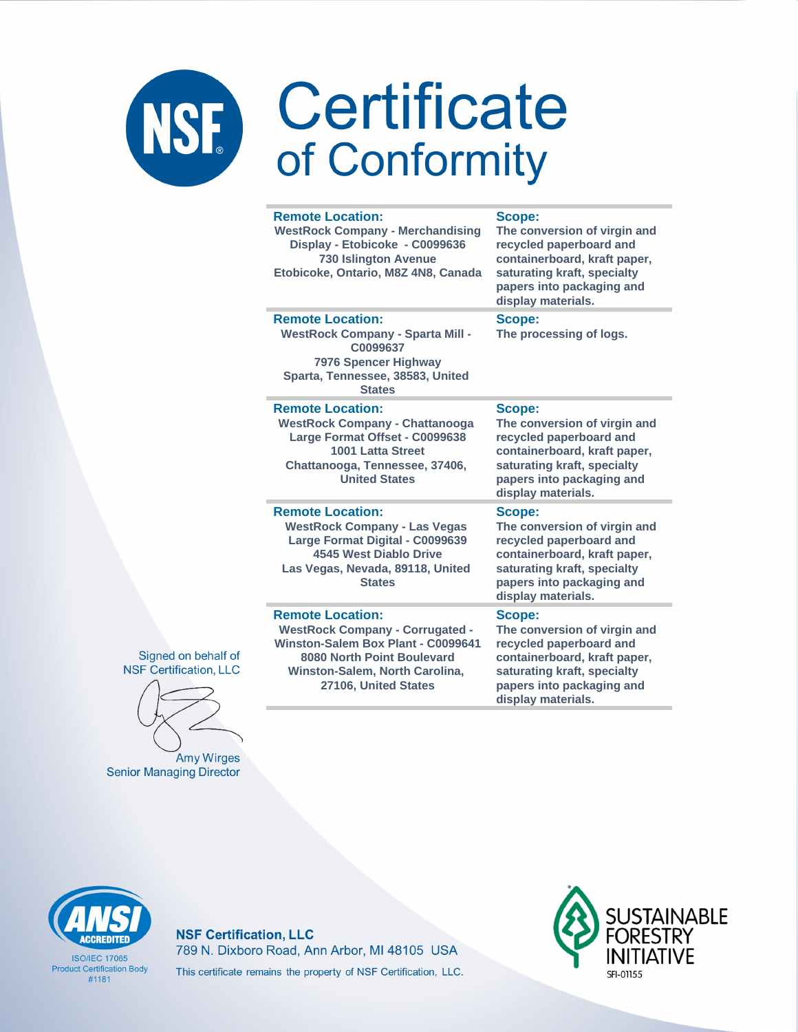# Certificate of Conformity

| Remote Location: | Scope: |
| --- | --- |
| WestRock Company - Merchandising Display - Etobicoke - C0099636<br>730 Islington Avenue<br>Etobicoke, Ontario, M8Z 4N8, Canada | The conversion of virgin and recycled paperboard and containerboard, kraft paper, saturating kraft, specialty papers into packaging and display materials. |
| WestRock Company - Sparta Mill - C0099637<br>7976 Spencer Highway<br>Sparta, Tennessee, 38583, United States | The processing of logs. |
| WestRock Company - Chattanooga Large Format Offset - C0099638<br>1001 Latta Street<br>Chattanooga, Tennessee, 37406, United States | The conversion of virgin and recycled paperboard and containerboard, kraft paper, saturating kraft, specialty papers into packaging and display materials. |
| WestRock Company - Las Vegas Large Format Digital - C0099639<br>4545 West Diablo Drive<br>Las Vegas, Nevada, 89118, United States | The conversion of virgin and recycled paperboard and containerboard, kraft paper, saturating kraft, specialty papers into packaging and display materials. |
| WestRock Company - Corrugated - Winston-Salem Box Plant - C0099641<br>8080 North Point Boulevard<br>Winston-Salem, North Carolina, 27106, United States | The conversion of virgin and recycled paperboard and containerboard, kraft paper, saturating kraft, specialty papers into packaging and display materials. |

Signed on behalf of NSF Certification, LLC

Amy Wirges
Senior Managing Director

ANSI ACCREDITED
ISO/IEC 17065
Product Certification Body
#1181

**NSF Certification, LLC**
789 N. Dixboro Road, Ann Arbor, MI 48105 USA
This certificate remains the property of NSF Certification, LLC.

SUSTAINABLE FORESTRY INITIATIVE
SFI-01155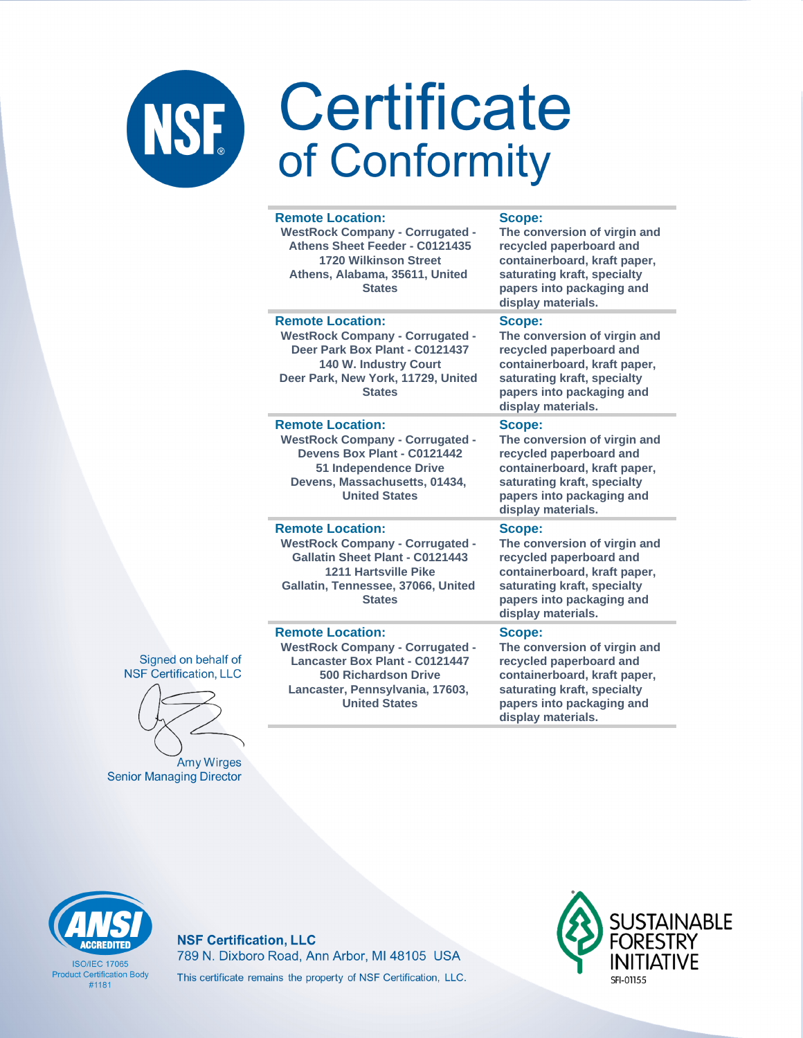# Certificate of Conformity

| Remote Location: | Scope: |
|---|---|
| WestRock Company - Corrugated - Athens Sheet Feeder - C0121435<br>1720 Wilkinson Street<br>Athens, Alabama, 35611, United States | The conversion of virgin and recycled paperboard and containerboard, kraft paper, saturating kraft, specialty papers into packaging and display materials. |
| WestRock Company - Corrugated - Deer Park Box Plant - C0121437<br>140 W. Industry Court<br>Deer Park, New York, 11729, United States | The conversion of virgin and recycled paperboard and containerboard, kraft paper, saturating kraft, specialty papers into packaging and display materials. |
| WestRock Company - Corrugated - Devens Box Plant - C0121442<br>51 Independence Drive<br>Devens, Massachusetts, 01434, United States | The conversion of virgin and recycled paperboard and containerboard, kraft paper, saturating kraft, specialty papers into packaging and display materials. |
| WestRock Company - Corrugated - Gallatin Sheet Plant - C0121443<br>1211 Hartsville Pike<br>Gallatin, Tennessee, 37066, United States | The conversion of virgin and recycled paperboard and containerboard, kraft paper, saturating kraft, specialty papers into packaging and display materials. |
| WestRock Company - Corrugated - Lancaster Box Plant - C0121447<br>500 Richardson Drive<br>Lancaster, Pennsylvania, 17603, United States | The conversion of virgin and recycled paperboard and containerboard, kraft paper, saturating kraft, specialty papers into packaging and display materials. |

Signed on behalf of
NSF Certification, LLC

Amy Wirges
Senior Managing Director

ANSI ACCREDITED
ISO/IEC 17065
Product Certification Body
#1181

**NSF Certification, LLC**
789 N. Dixboro Road, Ann Arbor, MI 48105 USA
This certificate remains the property of NSF Certification, LLC.

SUSTAINABLE FORESTRY INITIATIVE
SFI-01155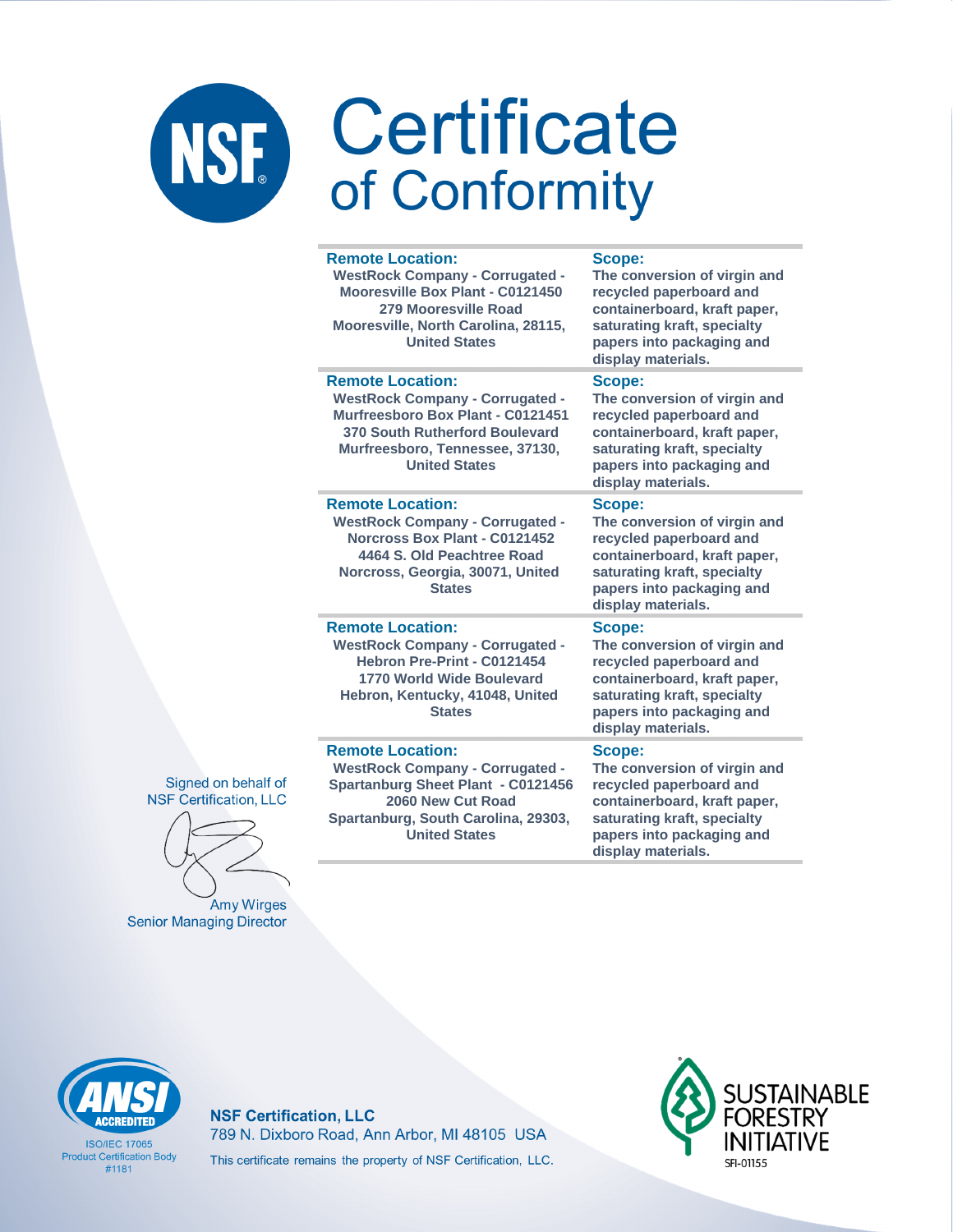# Certificate of Conformity

| Remote Location: | Scope: |
| --- | --- |
| WestRock Company - Corrugated - Mooresville Box Plant - C0121450, 279 Mooresville Road, Mooresville, North Carolina, 28115, United States | The conversion of virgin and recycled paperboard and containerboard, kraft paper, saturating kraft, specialty papers into packaging and display materials. |
| WestRock Company - Corrugated - Murfreesboro Box Plant - C0121451, 370 South Rutherford Boulevard, Murfreesboro, Tennessee, 37130, United States | The conversion of virgin and recycled paperboard and containerboard, kraft paper, saturating kraft, specialty papers into packaging and display materials. |
| WestRock Company - Corrugated - Norcross Box Plant - C0121452, 4464 S. Old Peachtree Road, Norcross, Georgia, 30071, United States | The conversion of virgin and recycled paperboard and containerboard, kraft paper, saturating kraft, specialty papers into packaging and display materials. |
| WestRock Company - Corrugated - Hebron Pre-Print - C0121454, 1770 World Wide Boulevard, Hebron, Kentucky, 41048, United States | The conversion of virgin and recycled paperboard and containerboard, kraft paper, saturating kraft, specialty papers into packaging and display materials. |
| WestRock Company - Corrugated - Spartanburg Sheet Plant - C0121456, 2060 New Cut Road, Spartanburg, South Carolina, 29303, United States | The conversion of virgin and recycled paperboard and containerboard, kraft paper, saturating kraft, specialty papers into packaging and display materials. |

Signed on behalf of NSF Certification, LLC

Amy Wirges
Senior Managing Director

ANSI ACCREDITED
ISO/IEC 17065 Product Certification Body #1181

**NSF Certification, LLC**
789 N. Dixboro Road, Ann Arbor, MI 48105 USA
This certificate remains the property of NSF Certification, LLC.

SUSTAINABLE FORESTRY INITIATIVE
SFI-01155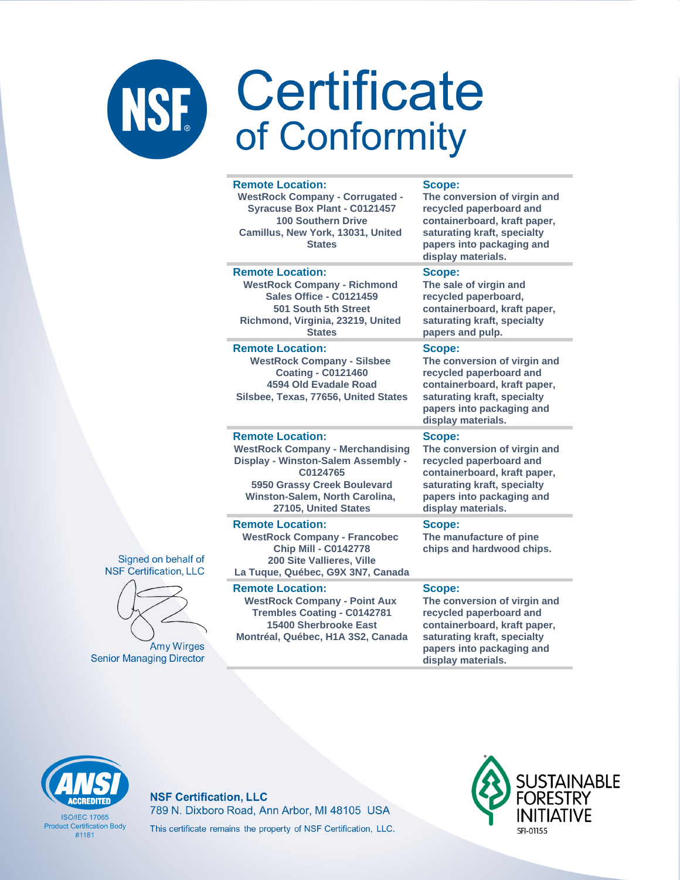# Certificate of Conformity

| Remote Location: | Scope: |
|---|---|
| WestRock Company - Corrugated - Syracuse Box Plant - C0121457<br>100 Southern Drive<br>Camillus, New York, 13031, United States | The conversion of virgin and recycled paperboard and containerboard, kraft paper, saturating kraft, specialty papers into packaging and display materials. |
| WestRock Company - Richmond Sales Office - C0121459<br>501 South 5th Street<br>Richmond, Virginia, 23219, United States | The sale of virgin and recycled paperboard, containerboard, kraft paper, saturating kraft, specialty papers and pulp. |
| WestRock Company - Silsbee Coating - C0121460<br>4594 Old Evadale Road<br>Silsbee, Texas, 77656, United States | The conversion of virgin and recycled paperboard and containerboard, kraft paper, saturating kraft, specialty papers into packaging and display materials. |
| WestRock Company - Merchandising Display - Winston-Salem Assembly - C0124765<br>5950 Grassy Creek Boulevard<br>Winston-Salem, North Carolina, 27105, United States | The conversion of virgin and recycled paperboard and containerboard, kraft paper, saturating kraft, specialty papers into packaging and display materials. |
| WestRock Company - Francobec Chip Mill - C0142778<br>200 Site Vallieres, Ville<br>La Tuque, Québec, G9X 3N7, Canada | The manufacture of pine chips and hardwood chips. |
| WestRock Company - Point Aux Trembles Coating - C0142781<br>15400 Sherbrooke East<br>Montréal, Québec, H1A 3S2, Canada | The conversion of virgin and recycled paperboard and containerboard, kraft paper, saturating kraft, specialty papers into packaging and display materials. |

Signed on behalf of NSF Certification, LLC

Amy Wirges
Senior Managing Director

ANSI ACCREDITED
ISO/IEC 17065
Product Certification Body
#1181

**NSF Certification, LLC**
789 N. Dixboro Road, Ann Arbor, MI 48105 USA
This certificate remains the property of NSF Certification, LLC.

SUSTAINABLE FORESTRY INITIATIVE
SFI-01155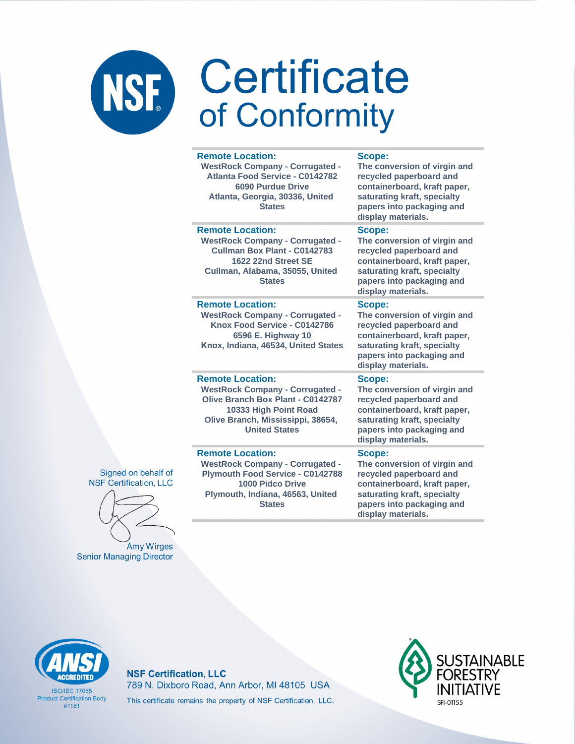# Certificate of Conformity

| Remote Location: | Scope: |
| --- | --- |
| WestRock Company - Corrugated - Atlanta Food Service - C0142782<br>6090 Purdue Drive<br>Atlanta, Georgia, 30336, United States | The conversion of virgin and recycled paperboard and containerboard, kraft paper, saturating kraft, specialty papers into packaging and display materials. |
| WestRock Company - Corrugated - Cullman Box Plant - C0142783<br>1622 22nd Street SE<br>Cullman, Alabama, 35055, United States | The conversion of virgin and recycled paperboard and containerboard, kraft paper, saturating kraft, specialty papers into packaging and display materials. |
| WestRock Company - Corrugated - Knox Food Service - C0142786<br>6596 E. Highway 10<br>Knox, Indiana, 46534, United States | The conversion of virgin and recycled paperboard and containerboard, kraft paper, saturating kraft, specialty papers into packaging and display materials. |
| WestRock Company - Corrugated - Olive Branch Box Plant - C0142787<br>10333 High Point Road<br>Olive Branch, Mississippi, 38654, United States | The conversion of virgin and recycled paperboard and containerboard, kraft paper, saturating kraft, specialty papers into packaging and display materials. |
| WestRock Company - Corrugated - Plymouth Food Service - C0142788<br>1000 Pidco Drive<br>Plymouth, Indiana, 46563, United States | The conversion of virgin and recycled paperboard and containerboard, kraft paper, saturating kraft, specialty papers into packaging and display materials. |

Signed on behalf of
NSF Certification, LLC

Amy Wirges
Senior Managing Director

ANSI ACCREDITED
ISO/IEC 17065
Product Certification Body
#1181

**NSF Certification, LLC**
789 N. Dixboro Road, Ann Arbor, MI 48105 USA
This certificate remains the property of NSF Certification, LLC.

SUSTAINABLE FORESTRY INITIATIVE
SFI-01155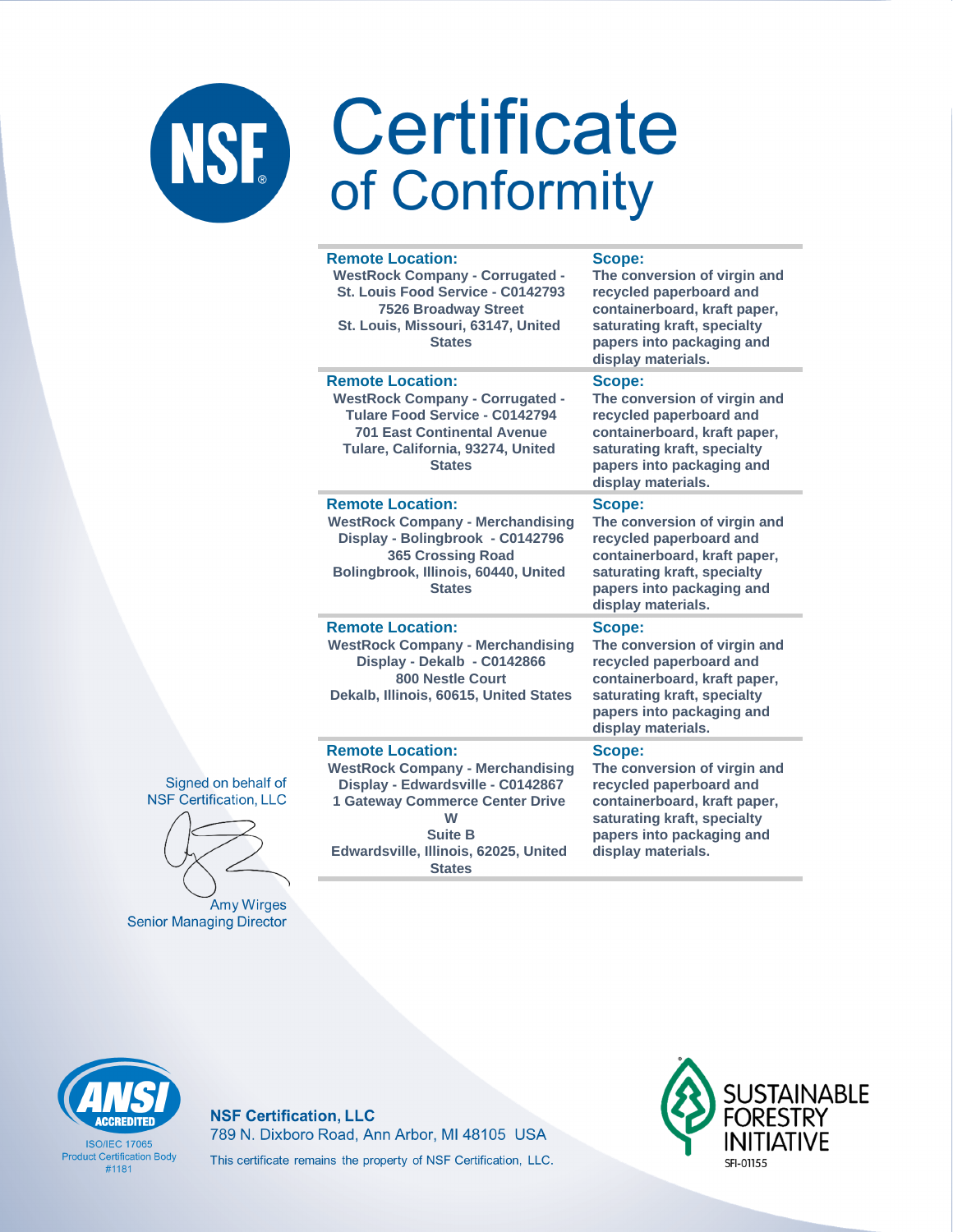# Certificate of Conformity

| Remote Location: | Scope: |
|---|---|
| WestRock Company - Corrugated - St. Louis Food Service - C0142793<br>7526 Broadway Street<br>St. Louis, Missouri, 63147, United States | The conversion of virgin and recycled paperboard and containerboard, kraft paper, saturating kraft, specialty papers into packaging and display materials. |
| WestRock Company - Corrugated - Tulare Food Service - C0142794<br>701 East Continental Avenue<br>Tulare, California, 93274, United States | The conversion of virgin and recycled paperboard and containerboard, kraft paper, saturating kraft, specialty papers into packaging and display materials. |
| WestRock Company - Merchandising Display - Bolingbrook - C0142796<br>365 Crossing Road<br>Bolingbrook, Illinois, 60440, United States | The conversion of virgin and recycled paperboard and containerboard, kraft paper, saturating kraft, specialty papers into packaging and display materials. |
| WestRock Company - Merchandising Display - Dekalb - C0142866<br>800 Nestle Court<br>Dekalb, Illinois, 60615, United States | The conversion of virgin and recycled paperboard and containerboard, kraft paper, saturating kraft, specialty papers into packaging and display materials. |
| WestRock Company - Merchandising Display - Edwardsville - C0142867<br>1 Gateway Commerce Center Drive W<br>Suite B<br>Edwardsville, Illinois, 62025, United States | The conversion of virgin and recycled paperboard and containerboard, kraft paper, saturating kraft, specialty papers into packaging and display materials. |

Signed on behalf of NSF Certification, LLC

Amy Wirges
Senior Managing Director

ANSI ACCREDITED
ISO/IEC 17065
Product Certification Body
#1181

**NSF Certification, LLC**
789 N. Dixboro Road, Ann Arbor, MI 48105 USA
This certificate remains the property of NSF Certification, LLC.

SUSTAINABLE FORESTRY INITIATIVE
SFI-01155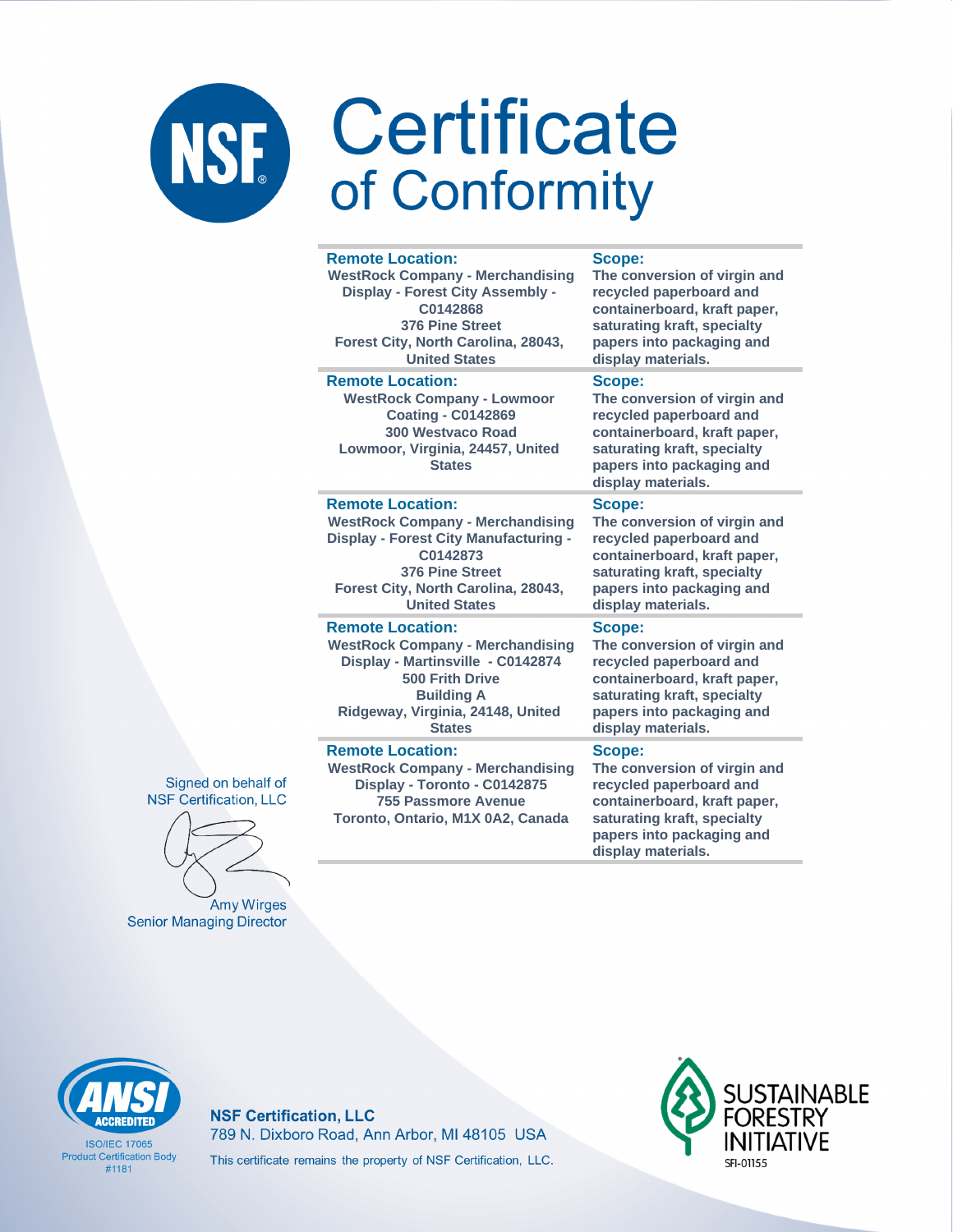# Certificate of Conformity

| Remote Location: | Scope: |
|---|---|
| WestRock Company - Merchandising Display - Forest City Assembly - C0142868<br>376 Pine Street<br>Forest City, North Carolina, 28043, United States | The conversion of virgin and recycled paperboard and containerboard, kraft paper, saturating kraft, specialty papers into packaging and display materials. |
| WestRock Company - Lowmoor Coating - C0142869<br>300 Westvaco Road<br>Lowmoor, Virginia, 24457, United States | The conversion of virgin and recycled paperboard and containerboard, kraft paper, saturating kraft, specialty papers into packaging and display materials. |
| WestRock Company - Merchandising Display - Forest City Manufacturing - C0142873<br>376 Pine Street<br>Forest City, North Carolina, 28043, United States | The conversion of virgin and recycled paperboard and containerboard, kraft paper, saturating kraft, specialty papers into packaging and display materials. |
| WestRock Company - Merchandising Display - Martinsville - C0142874<br>500 Frith Drive<br>Building A<br>Ridgeway, Virginia, 24148, United States | The conversion of virgin and recycled paperboard and containerboard, kraft paper, saturating kraft, specialty papers into packaging and display materials. |
| WestRock Company - Merchandising Display - Toronto - C0142875<br>755 Passmore Avenue<br>Toronto, Ontario, M1X 0A2, Canada | The conversion of virgin and recycled paperboard and containerboard, kraft paper, saturating kraft, specialty papers into packaging and display materials. |

Signed on behalf of NSF Certification, LLC

Amy Wirges
Senior Managing Director

ANSI ACCREDITED
ISO/IEC 17065 Product Certification Body #1181

**NSF Certification, LLC**
789 N. Dixboro Road, Ann Arbor, MI 48105 USA
This certificate remains the property of NSF Certification, LLC.

SUSTAINABLE FORESTRY INITIATIVE
SFI-01155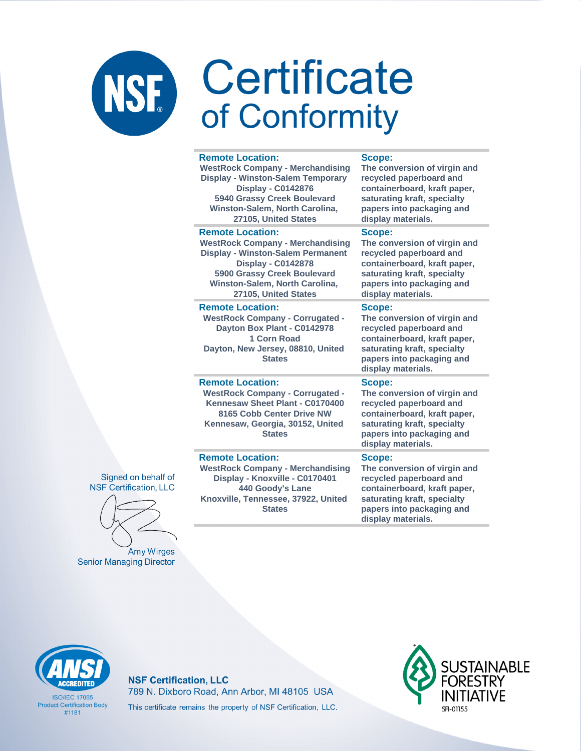# Certificate
## of Conformity

| Remote Location: | Scope: |
|---|---|
| WestRock Company - Merchandising Display - Winston-Salem Temporary Display - C0142876<br>5940 Grassy Creek Boulevard<br>Winston-Salem, North Carolina, 27105, United States | The conversion of virgin and recycled paperboard and containerboard, kraft paper, saturating kraft, specialty papers into packaging and display materials. |
| **Remote Location:** | **Scope:** |
| WestRock Company - Merchandising Display - Winston-Salem Permanent Display - C0142878<br>5900 Grassy Creek Boulevard<br>Winston-Salem, North Carolina, 27105, United States | The conversion of virgin and recycled paperboard and containerboard, kraft paper, saturating kraft, specialty papers into packaging and display materials. |
| **Remote Location:** | **Scope:** |
| WestRock Company - Corrugated - Dayton Box Plant - C0142978<br>1 Corn Road<br>Dayton, New Jersey, 08810, United States | The conversion of virgin and recycled paperboard and containerboard, kraft paper, saturating kraft, specialty papers into packaging and display materials. |
| **Remote Location:** | **Scope:** |
| WestRock Company - Corrugated - Kennesaw Sheet Plant - C0170400<br>8165 Cobb Center Drive NW<br>Kennesaw, Georgia, 30152, United States | The conversion of virgin and recycled paperboard and containerboard, kraft paper, saturating kraft, specialty papers into packaging and display materials. |
| **Remote Location:** | **Scope:** |
| WestRock Company - Merchandising Display - Knoxville - C0170401<br>440 Goody's Lane<br>Knoxville, Tennessee, 37922, United States | The conversion of virgin and recycled paperboard and containerboard, kraft paper, saturating kraft, specialty papers into packaging and display materials. |

Signed on behalf of
NSF Certification, LLC

Amy Wirges
Senior Managing Director

ANSI ACCREDITED
ISO/IEC 17065
Product Certification Body
#1181

**NSF Certification, LLC**
789 N. Dixboro Road, Ann Arbor, MI 48105 USA
This certificate remains the property of NSF Certification, LLC.

SUSTAINABLE FORESTRY INITIATIVE
SFI-01155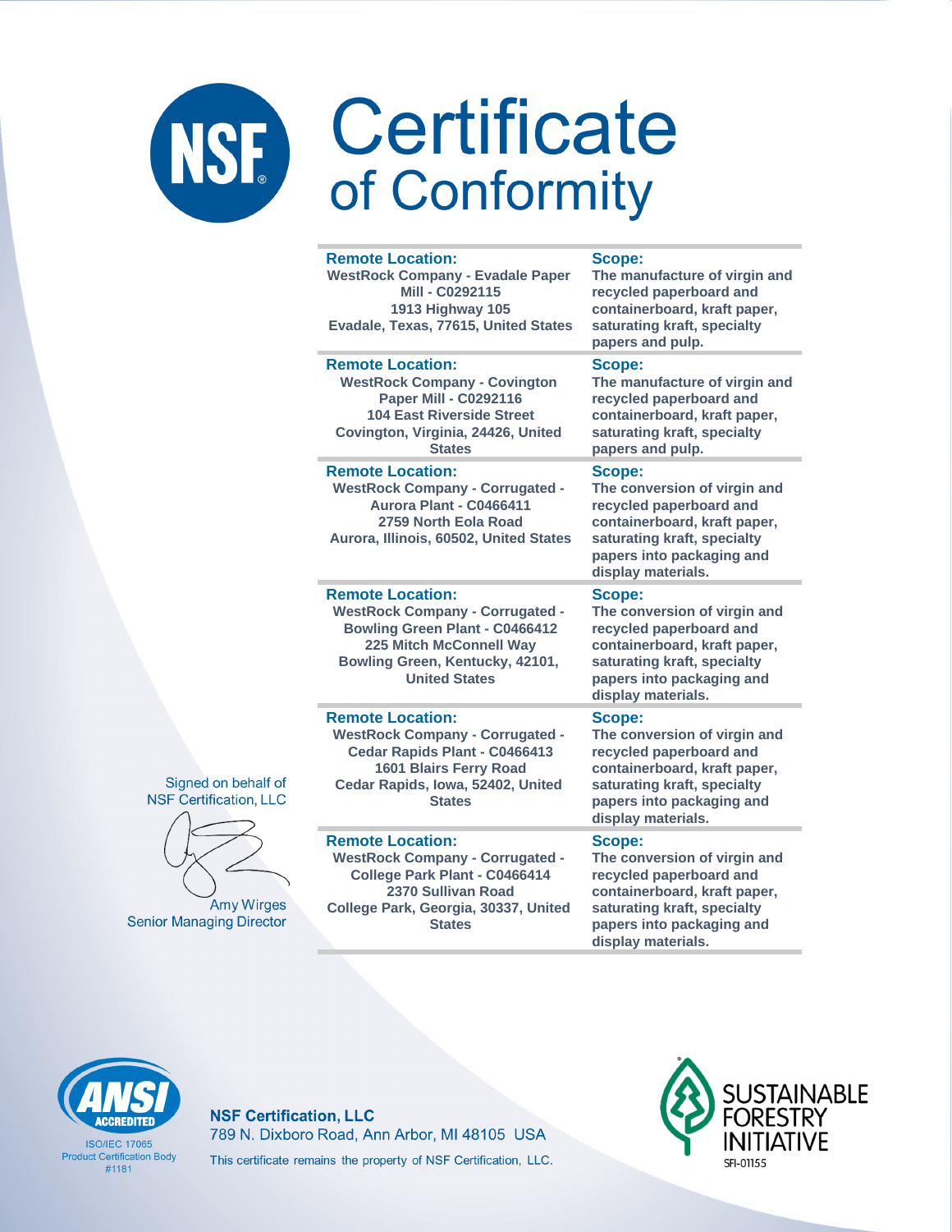# Certificate of Conformity

| Remote Location: | Scope: |
|---|---|
| WestRock Company - Evadale Paper Mill - C0292115<br>1913 Highway 105<br>Evadale, Texas, 77615, United States | The manufacture of virgin and recycled paperboard and containerboard, kraft paper, saturating kraft, specialty papers and pulp. |
| WestRock Company - Covington Paper Mill - C0292116<br>104 East Riverside Street<br>Covington, Virginia, 24426, United States | The manufacture of virgin and recycled paperboard and containerboard, kraft paper, saturating kraft, specialty papers and pulp. |
| WestRock Company - Corrugated - Aurora Plant - C0466411<br>2759 North Eola Road<br>Aurora, Illinois, 60502, United States | The conversion of virgin and recycled paperboard and containerboard, kraft paper, saturating kraft, specialty papers into packaging and display materials. |
| WestRock Company - Corrugated - Bowling Green Plant - C0466412<br>225 Mitch McConnell Way<br>Bowling Green, Kentucky, 42101, United States | The conversion of virgin and recycled paperboard and containerboard, kraft paper, saturating kraft, specialty papers into packaging and display materials. |
| WestRock Company - Corrugated - Cedar Rapids Plant - C0466413<br>1601 Blairs Ferry Road<br>Cedar Rapids, Iowa, 52402, United States | The conversion of virgin and recycled paperboard and containerboard, kraft paper, saturating kraft, specialty papers into packaging and display materials. |
| WestRock Company - Corrugated - College Park Plant - C0466414<br>2370 Sullivan Road<br>College Park, Georgia, 30337, United States | The conversion of virgin and recycled paperboard and containerboard, kraft paper, saturating kraft, specialty papers into packaging and display materials. |

Signed on behalf of NSF Certification, LLC

Amy Wirges
Senior Managing Director

ANSI ACCREDITED
ISO/IEC 17065 Product Certification Body #1181

**NSF Certification, LLC**
789 N. Dixboro Road, Ann Arbor, MI 48105 USA
This certificate remains the property of NSF Certification, LLC.

SUSTAINABLE FORESTRY INITIATIVE
SFI-01155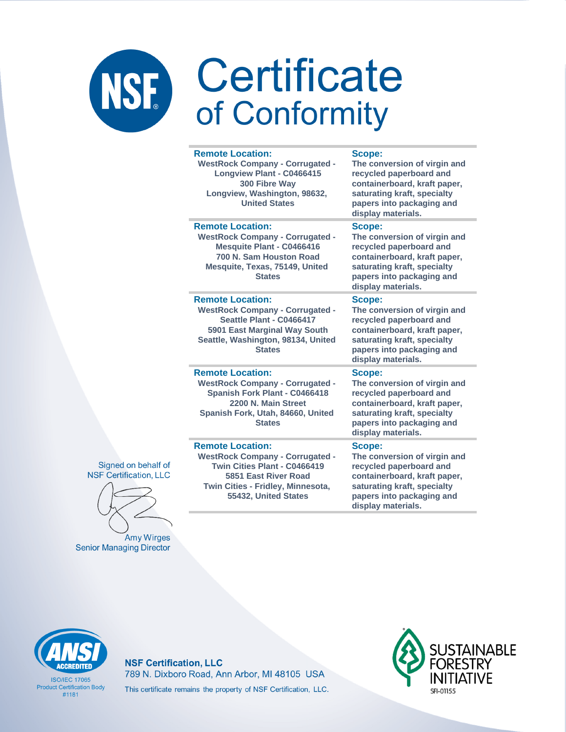# Certificate of Conformity

| Remote Location: | Scope: |
|---|---|
| WestRock Company - Corrugated - Longview Plant - C0466415<br>300 Fibre Way<br>Longview, Washington, 98632, United States | The conversion of virgin and recycled paperboard and containerboard, kraft paper, saturating kraft, specialty papers into packaging and display materials. |
| WestRock Company - Corrugated - Mesquite Plant - C0466416<br>700 N. Sam Houston Road<br>Mesquite, Texas, 75149, United States | The conversion of virgin and recycled paperboard and containerboard, kraft paper, saturating kraft, specialty papers into packaging and display materials. |
| WestRock Company - Corrugated - Seattle Plant - C0466417<br>5901 East Marginal Way South<br>Seattle, Washington, 98134, United States | The conversion of virgin and recycled paperboard and containerboard, kraft paper, saturating kraft, specialty papers into packaging and display materials. |
| WestRock Company - Corrugated - Spanish Fork Plant - C0466418<br>2200 N. Main Street<br>Spanish Fork, Utah, 84660, United States | The conversion of virgin and recycled paperboard and containerboard, kraft paper, saturating kraft, specialty papers into packaging and display materials. |
| WestRock Company - Corrugated - Twin Cities Plant - C0466419<br>5851 East River Road<br>Twin Cities - Fridley, Minnesota, 55432, United States | The conversion of virgin and recycled paperboard and containerboard, kraft paper, saturating kraft, specialty papers into packaging and display materials. |

Signed on behalf of
NSF Certification, LLC

Amy Wirges
Senior Managing Director

ANSI ACCREDITED
ISO/IEC 17065
Product Certification Body
#1181

**NSF Certification, LLC**
789 N. Dixboro Road, Ann Arbor, MI 48105 USA
This certificate remains the property of NSF Certification, LLC.

SUSTAINABLE FORESTRY INITIATIVE
SFI-01155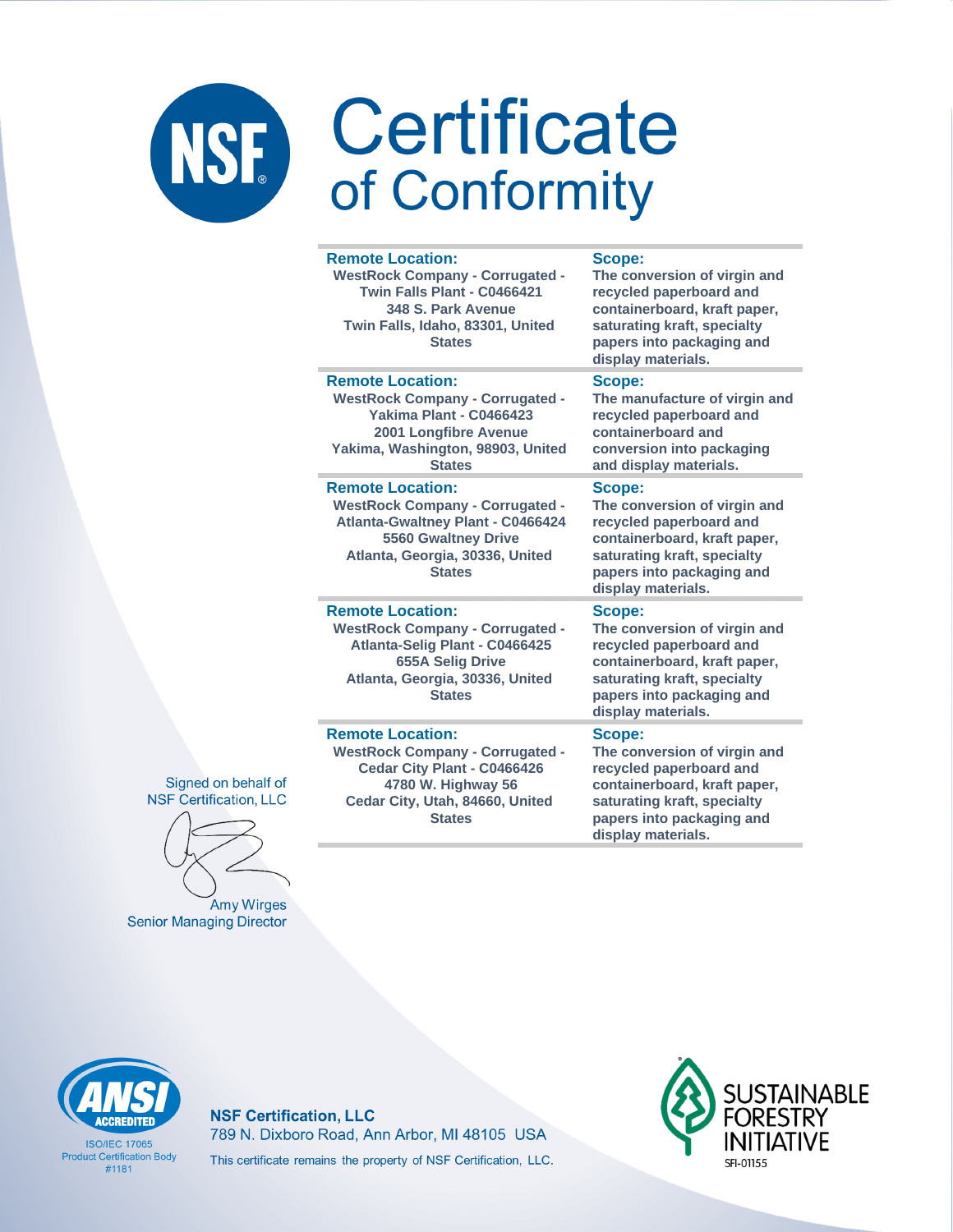# Certificate of Conformity

| Remote Location: | Scope: |
|---|---|
| WestRock Company - Corrugated - Twin Falls Plant - C0466421<br>348 S. Park Avenue<br>Twin Falls, Idaho, 83301, United States | The conversion of virgin and recycled paperboard and containerboard, kraft paper, saturating kraft, specialty papers into packaging and display materials. |
| WestRock Company - Corrugated - Yakima Plant - C0466423<br>2001 Longfibre Avenue<br>Yakima, Washington, 98903, United States | The manufacture of virgin and recycled paperboard and containerboard and conversion into packaging and display materials. |
| WestRock Company - Corrugated - Atlanta-Gwaltney Plant - C0466424<br>5560 Gwaltney Drive<br>Atlanta, Georgia, 30336, United States | The conversion of virgin and recycled paperboard and containerboard, kraft paper, saturating kraft, specialty papers into packaging and display materials. |
| WestRock Company - Corrugated - Atlanta-Selig Plant - C0466425<br>655A Selig Drive<br>Atlanta, Georgia, 30336, United States | The conversion of virgin and recycled paperboard and containerboard, kraft paper, saturating kraft, specialty papers into packaging and display materials. |
| WestRock Company - Corrugated - Cedar City Plant - C0466426<br>4780 W. Highway 56<br>Cedar City, Utah, 84660, United States | The conversion of virgin and recycled paperboard and containerboard, kraft paper, saturating kraft, specialty papers into packaging and display materials. |

Signed on behalf of
NSF Certification, LLC

Amy Wirges
Senior Managing Director

ANSI ACCREDITED
ISO/IEC 17065
Product Certification Body
#1181

**NSF Certification, LLC**
789 N. Dixboro Road, Ann Arbor, MI 48105 USA
This certificate remains the property of NSF Certification, LLC.

SUSTAINABLE FORESTRY INITIATIVE
SFI-01155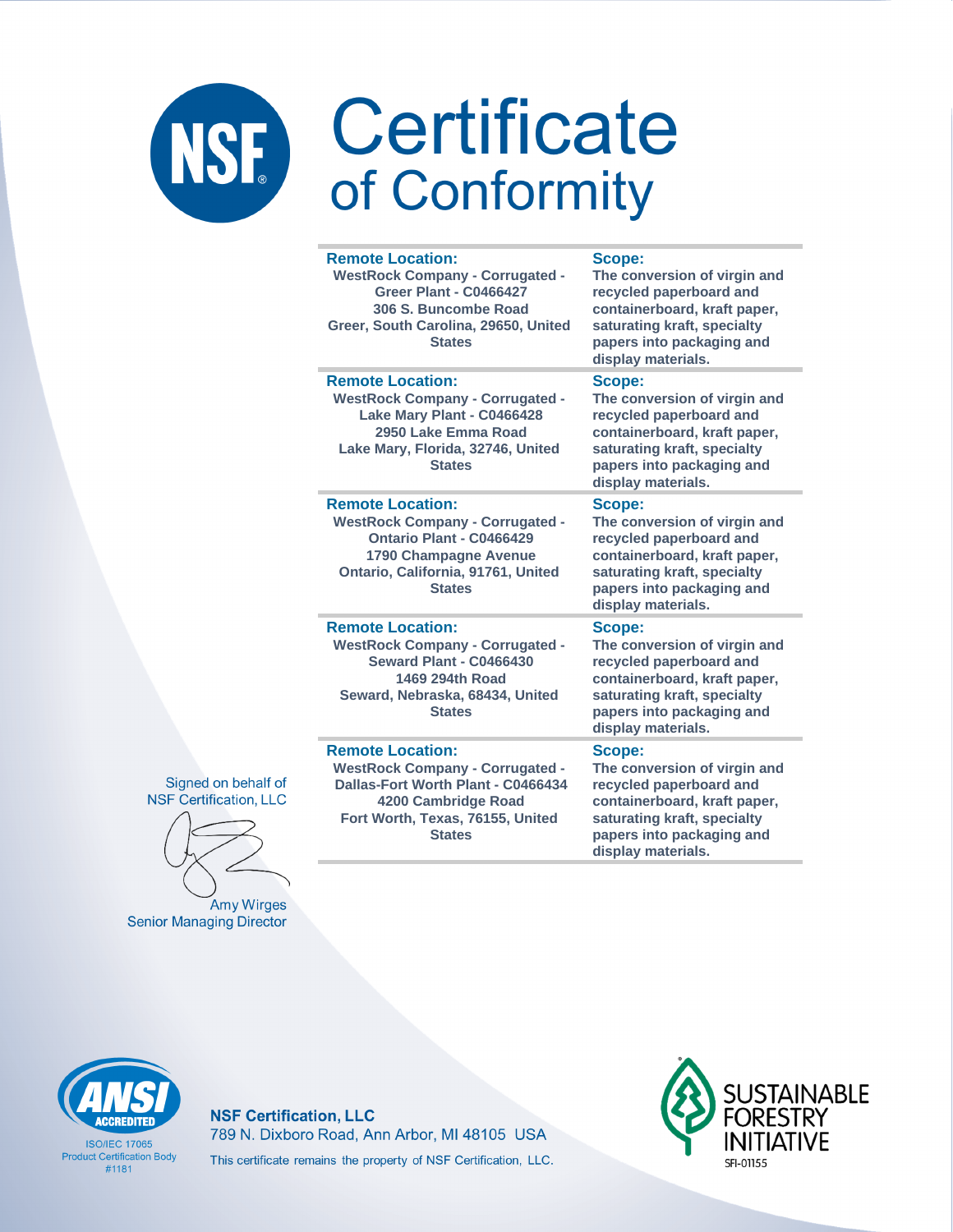# NSF Certificate of Conformity

| Remote Location: | Scope: |
|---|---|
| WestRock Company - Corrugated - Greer Plant - C0466427<br>306 S. Buncombe Road<br>Greer, South Carolina, 29650, United States | The conversion of virgin and recycled paperboard and containerboard, kraft paper, saturating kraft, specialty papers into packaging and display materials. |
| WestRock Company - Corrugated - Lake Mary Plant - C0466428<br>2950 Lake Emma Road<br>Lake Mary, Florida, 32746, United States | The conversion of virgin and recycled paperboard and containerboard, kraft paper, saturating kraft, specialty papers into packaging and display materials. |
| WestRock Company - Corrugated - Ontario Plant - C0466429<br>1790 Champagne Avenue<br>Ontario, California, 91761, United States | The conversion of virgin and recycled paperboard and containerboard, kraft paper, saturating kraft, specialty papers into packaging and display materials. |
| WestRock Company - Corrugated - Seward Plant - C0466430<br>1469 294th Road<br>Seward, Nebraska, 68434, United States | The conversion of virgin and recycled paperboard and containerboard, kraft paper, saturating kraft, specialty papers into packaging and display materials. |
| WestRock Company - Corrugated - Dallas-Fort Worth Plant - C0466434<br>4200 Cambridge Road<br>Fort Worth, Texas, 76155, United States | The conversion of virgin and recycled paperboard and containerboard, kraft paper, saturating kraft, specialty papers into packaging and display materials. |

Signed on behalf of NSF Certification, LLC

Amy Wirges
Senior Managing Director

ANSI ACCREDITED
ISO/IEC 17065 Product Certification Body #1181

**NSF Certification, LLC**
789 N. Dixboro Road, Ann Arbor, MI 48105 USA
This certificate remains the property of NSF Certification, LLC.

SUSTAINABLE FORESTRY INITIATIVE
SFI-01155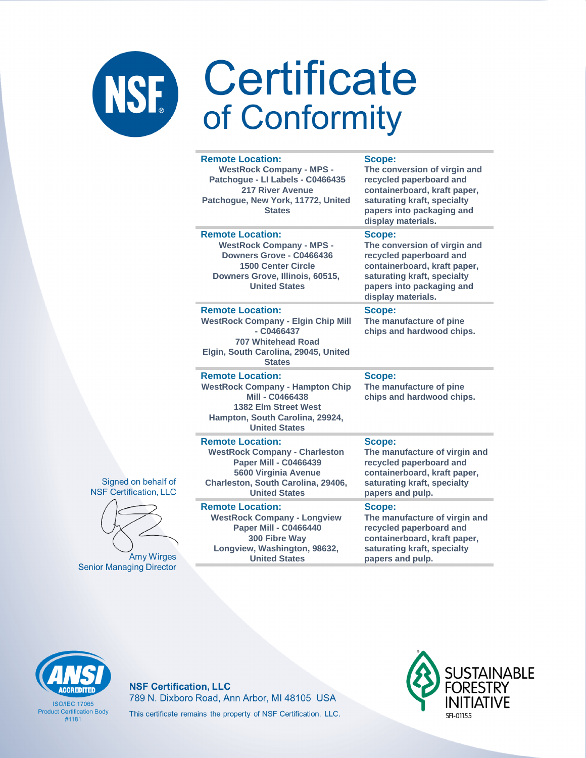# Certificate of Conformity

| Remote Location: | Scope: |
| --- | --- |
| WestRock Company - MPS - Patchogue - LI Labels - C0466435<br>217 River Avenue<br>Patchogue, New York, 11772, United States | The conversion of virgin and recycled paperboard and containerboard, kraft paper, saturating kraft, specialty papers into packaging and display materials. |
| **Remote Location:**<br>WestRock Company - MPS - Downers Grove - C0466436<br>1500 Center Circle<br>Downers Grove, Illinois, 60515, United States | **Scope:**<br>The conversion of virgin and recycled paperboard and containerboard, kraft paper, saturating kraft, specialty papers into packaging and display materials. |
| **Remote Location:**<br>WestRock Company - Elgin Chip Mill - C0466437<br>707 Whitehead Road<br>Elgin, South Carolina, 29045, United States | **Scope:**<br>The manufacture of pine chips and hardwood chips. |
| **Remote Location:**<br>WestRock Company - Hampton Chip Mill - C0466438<br>1382 Elm Street West<br>Hampton, South Carolina, 29924, United States | **Scope:**<br>The manufacture of pine chips and hardwood chips. |
| **Remote Location:**<br>WestRock Company - Charleston Paper Mill - C0466439<br>5600 Virginia Avenue<br>Charleston, South Carolina, 29406, United States | **Scope:**<br>The manufacture of virgin and recycled paperboard and containerboard, kraft paper, saturating kraft, specialty papers and pulp. |
| **Remote Location:**<br>WestRock Company - Longview Paper Mill - C0466440<br>300 Fibre Way<br>Longview, Washington, 98632, United States | **Scope:**<br>The manufacture of virgin and recycled paperboard and containerboard, kraft paper, saturating kraft, specialty papers and pulp. |

Signed on behalf of NSF Certification, LLC

Amy Wirges
Senior Managing Director

ANSI ACCREDITED
ISO/IEC 17065
Product Certification Body
#1181

**NSF Certification, LLC**
789 N. Dixboro Road, Ann Arbor, MI 48105 USA
This certificate remains the property of NSF Certification, LLC.

SUSTAINABLE FORESTRY INITIATIVE
SFI-01155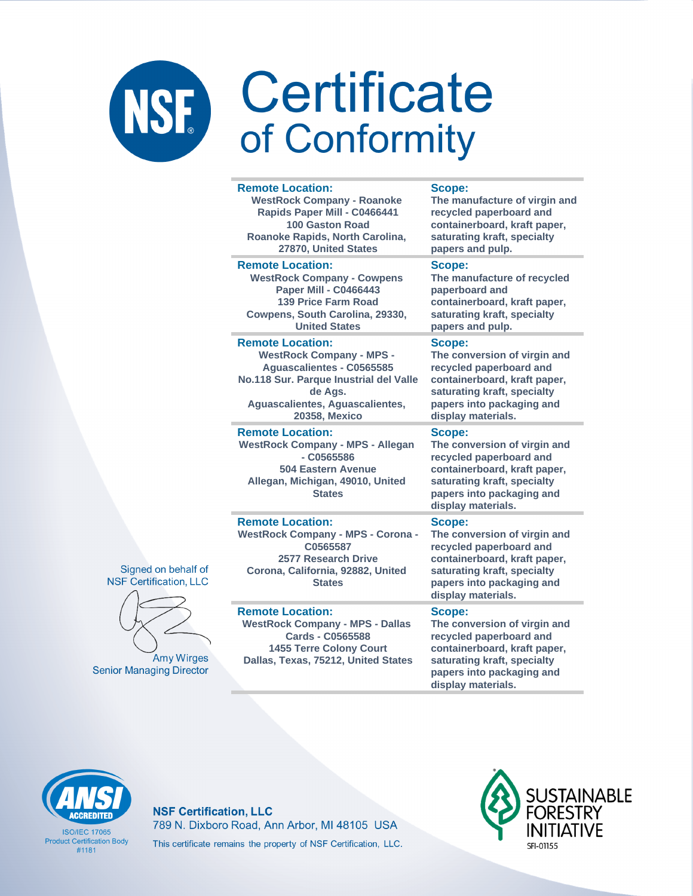# Certificate of Conformity

| Remote Location: | Scope: |
|---|---|
| WestRock Company - Roanoke Rapids Paper Mill - C0466441<br>100 Gaston Road<br>Roanoke Rapids, North Carolina, 27870, United States | The manufacture of virgin and recycled paperboard and containerboard, kraft paper, saturating kraft, specialty papers and pulp. |
| WestRock Company - Cowpens Paper Mill - C0466443<br>139 Price Farm Road<br>Cowpens, South Carolina, 29330, United States | The manufacture of recycled paperboard and containerboard, kraft paper, saturating kraft, specialty papers and pulp. |
| WestRock Company - MPS - Aguascalientes - C0565585<br>No.118 Sur. Parque Inustrial del Valle de Ags.<br>Aguascalientes, Aguascalientes, 20358, Mexico | The conversion of virgin and recycled paperboard and containerboard, kraft paper, saturating kraft, specialty papers into packaging and display materials. |
| WestRock Company - MPS - Allegan - C0565586<br>504 Eastern Avenue<br>Allegan, Michigan, 49010, United States | The conversion of virgin and recycled paperboard and containerboard, kraft paper, saturating kraft, specialty papers into packaging and display materials. |
| WestRock Company - MPS - Corona - C0565587<br>2577 Research Drive<br>Corona, California, 92882, United States | The conversion of virgin and recycled paperboard and containerboard, kraft paper, saturating kraft, specialty papers into packaging and display materials. |
| WestRock Company - MPS - Dallas Cards - C0565588<br>1455 Terre Colony Court<br>Dallas, Texas, 75212, United States | The conversion of virgin and recycled paperboard and containerboard, kraft paper, saturating kraft, specialty papers into packaging and display materials. |

Signed on behalf of
NSF Certification, LLC

Amy Wirges
Senior Managing Director

ANSI ACCREDITED
ISO/IEC 17065
Product Certification Body
#1181

**NSF Certification, LLC**
789 N. Dixboro Road, Ann Arbor, MI 48105 USA
This certificate remains the property of NSF Certification, LLC.

SUSTAINABLE FORESTRY INITIATIVE
SFI-01155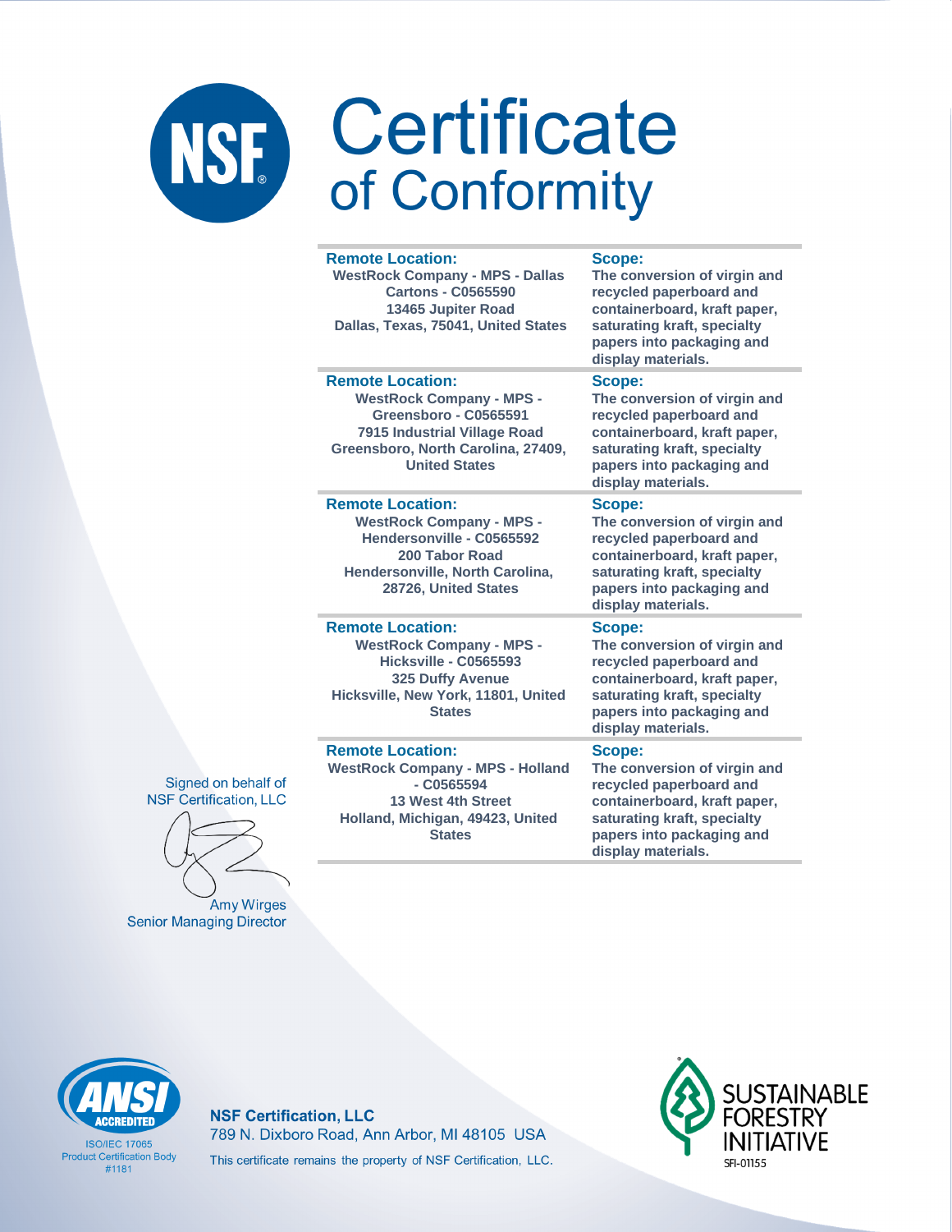# Certificate of Conformity

| Remote Location: | Scope: |
| --- | --- |
| WestRock Company - MPS - Dallas Cartons - C0565590<br>13465 Jupiter Road<br>Dallas, Texas, 75041, United States | The conversion of virgin and recycled paperboard and containerboard, kraft paper, saturating kraft, specialty papers into packaging and display materials. |
| WestRock Company - MPS - Greensboro - C0565591<br>7915 Industrial Village Road<br>Greensboro, North Carolina, 27409, United States | The conversion of virgin and recycled paperboard and containerboard, kraft paper, saturating kraft, specialty papers into packaging and display materials. |
| WestRock Company - MPS - Hendersonville - C0565592<br>200 Tabor Road<br>Hendersonville, North Carolina, 28726, United States | The conversion of virgin and recycled paperboard and containerboard, kraft paper, saturating kraft, specialty papers into packaging and display materials. |
| WestRock Company - MPS - Hicksville - C0565593<br>325 Duffy Avenue<br>Hicksville, New York, 11801, United States | The conversion of virgin and recycled paperboard and containerboard, kraft paper, saturating kraft, specialty papers into packaging and display materials. |
| WestRock Company - MPS - Holland - C0565594<br>13 West 4th Street<br>Holland, Michigan, 49423, United States | The conversion of virgin and recycled paperboard and containerboard, kraft paper, saturating kraft, specialty papers into packaging and display materials. |

Signed on behalf of NSF Certification, LLC

Amy Wirges
Senior Managing Director

ANSI ACCREDITED
ISO/IEC 17065
Product Certification Body
#1181

**NSF Certification, LLC**
789 N. Dixboro Road, Ann Arbor, MI 48105 USA
This certificate remains the property of NSF Certification, LLC.

SUSTAINABLE FORESTRY INITIATIVE
SFI-01155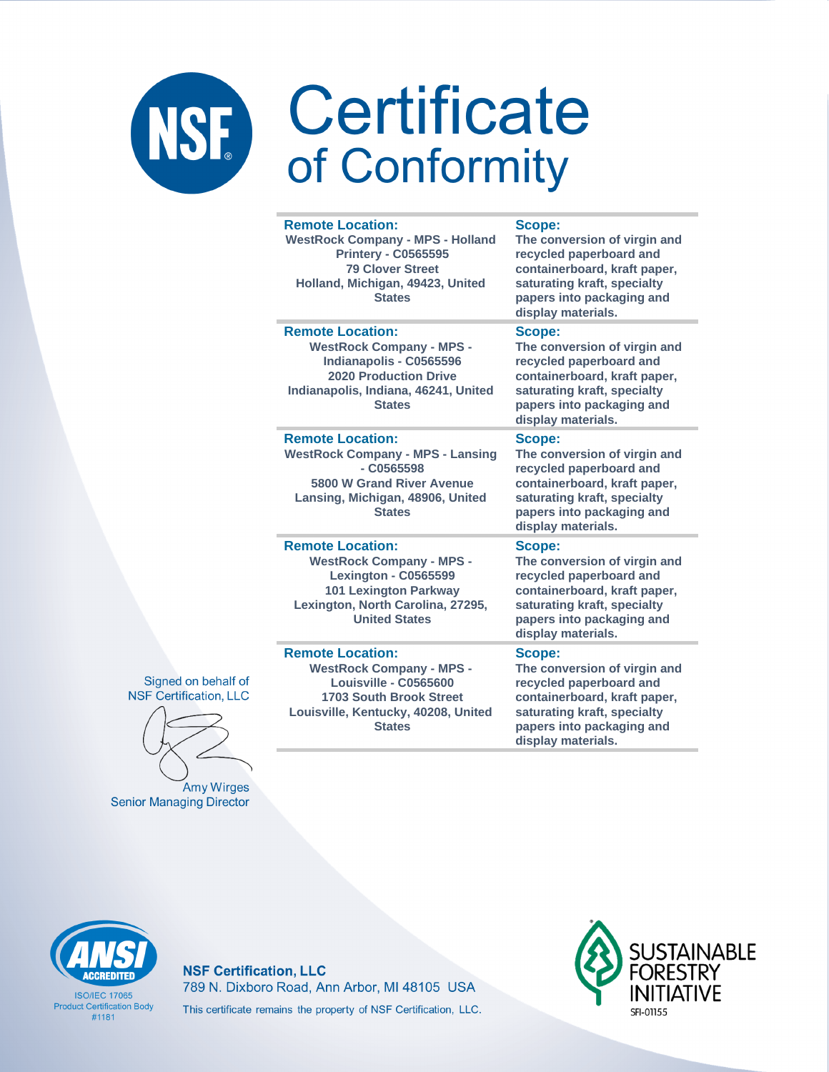# Certificate of Conformity

| Remote Location: | Scope: |
|---|---|
| WestRock Company - MPS - Holland Printery - C0565595<br>79 Clover Street<br>Holland, Michigan, 49423, United States | The conversion of virgin and recycled paperboard and containerboard, kraft paper, saturating kraft, specialty papers into packaging and display materials. |
| WestRock Company - MPS - Indianapolis - C0565596<br>2020 Production Drive<br>Indianapolis, Indiana, 46241, United States | The conversion of virgin and recycled paperboard and containerboard, kraft paper, saturating kraft, specialty papers into packaging and display materials. |
| WestRock Company - MPS - Lansing - C0565598<br>5800 W Grand River Avenue<br>Lansing, Michigan, 48906, United States | The conversion of virgin and recycled paperboard and containerboard, kraft paper, saturating kraft, specialty papers into packaging and display materials. |
| WestRock Company - MPS - Lexington - C0565599<br>101 Lexington Parkway<br>Lexington, North Carolina, 27295, United States | The conversion of virgin and recycled paperboard and containerboard, kraft paper, saturating kraft, specialty papers into packaging and display materials. |
| WestRock Company - MPS - Louisville - C0565600<br>1703 South Brook Street<br>Louisville, Kentucky, 40208, United States | The conversion of virgin and recycled paperboard and containerboard, kraft paper, saturating kraft, specialty papers into packaging and display materials. |

Signed on behalf of NSF Certification, LLC

Amy Wirges
Senior Managing Director

ANSI ACCREDITED
ISO/IEC 17065 Product Certification Body #1181

**NSF Certification, LLC**
789 N. Dixboro Road, Ann Arbor, MI 48105 USA
This certificate remains the property of NSF Certification, LLC.

SUSTAINABLE FORESTRY INITIATIVE
SFI-01155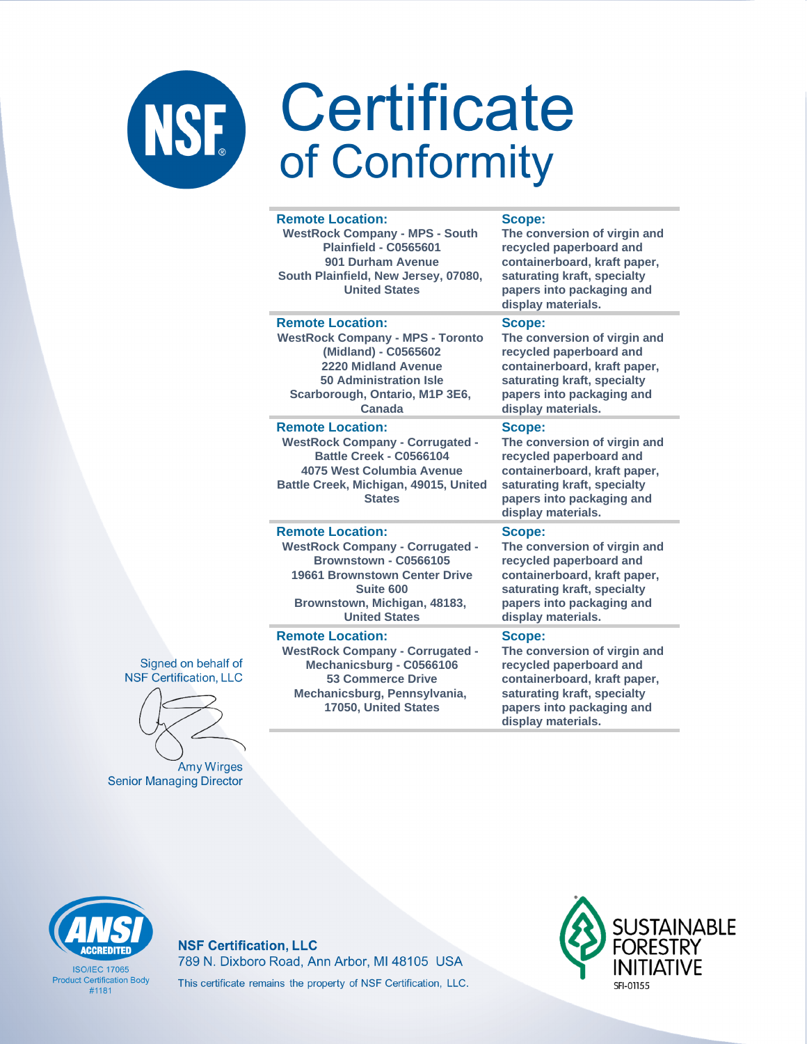# Certificate of Conformity

| Remote Location: | Scope: |
| --- | --- |
| WestRock Company - MPS - South Plainfield - C0565601<br>901 Durham Avenue<br>South Plainfield, New Jersey, 07080, United States | The conversion of virgin and recycled paperboard and containerboard, kraft paper, saturating kraft, specialty papers into packaging and display materials. |
| **Remote Location:**<br>WestRock Company - MPS - Toronto (Midland) - C0565602<br>2220 Midland Avenue<br>50 Administration Isle<br>Scarborough, Ontario, M1P 3E6, Canada | **Scope:**<br>The conversion of virgin and recycled paperboard and containerboard, kraft paper, saturating kraft, specialty papers into packaging and display materials. |
| **Remote Location:**<br>WestRock Company - Corrugated - Battle Creek - C0566104<br>4075 West Columbia Avenue<br>Battle Creek, Michigan, 49015, United States | **Scope:**<br>The conversion of virgin and recycled paperboard and containerboard, kraft paper, saturating kraft, specialty papers into packaging and display materials. |
| **Remote Location:**<br>WestRock Company - Corrugated - Brownstown - C0566105<br>19661 Brownstown Center Drive<br>Suite 600<br>Brownstown, Michigan, 48183, United States | **Scope:**<br>The conversion of virgin and recycled paperboard and containerboard, kraft paper, saturating kraft, specialty papers into packaging and display materials. |
| **Remote Location:**<br>WestRock Company - Corrugated - Mechanicsburg - C0566106<br>53 Commerce Drive<br>Mechanicsburg, Pennsylvania, 17050, United States | **Scope:**<br>The conversion of virgin and recycled paperboard and containerboard, kraft paper, saturating kraft, specialty papers into packaging and display materials. |

Signed on behalf of
NSF Certification, LLC

Amy Wirges
Senior Managing Director

ANSI ACCREDITED
ISO/IEC 17065
Product Certification Body
#1181

**NSF Certification, LLC**
789 N. Dixboro Road, Ann Arbor, MI 48105 USA
This certificate remains the property of NSF Certification, LLC.

SUSTAINABLE FORESTRY INITIATIVE
SFI-01155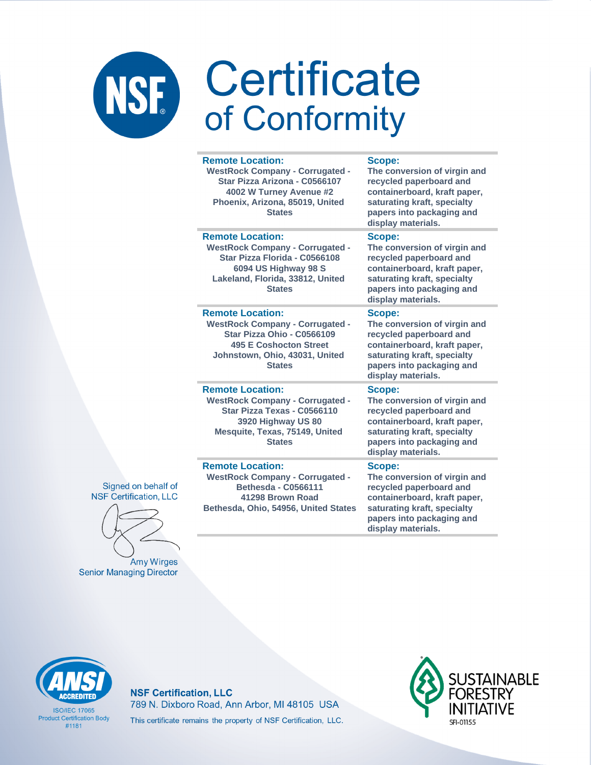# Certificate of Conformity

| Remote Location: | Scope: |
| --- | --- |
| WestRock Company - Corrugated - Star Pizza Arizona - C0566107 4002 W Turney Avenue #2 Phoenix, Arizona, 85019, United States | The conversion of virgin and recycled paperboard and containerboard, kraft paper, saturating kraft, specialty papers into packaging and display materials. |
| WestRock Company - Corrugated - Star Pizza Florida - C0566108 6094 US Highway 98 S Lakeland, Florida, 33812, United States | The conversion of virgin and recycled paperboard and containerboard, kraft paper, saturating kraft, specialty papers into packaging and display materials. |
| WestRock Company - Corrugated - Star Pizza Ohio - C0566109 495 E Coshocton Street Johnstown, Ohio, 43031, United States | The conversion of virgin and recycled paperboard and containerboard, kraft paper, saturating kraft, specialty papers into packaging and display materials. |
| WestRock Company - Corrugated - Star Pizza Texas - C0566110 3920 Highway US 80 Mesquite, Texas, 75149, United States | The conversion of virgin and recycled paperboard and containerboard, kraft paper, saturating kraft, specialty papers into packaging and display materials. |
| WestRock Company - Corrugated - Bethesda - C0566111 41298 Brown Road Bethesda, Ohio, 54956, United States | The conversion of virgin and recycled paperboard and containerboard, kraft paper, saturating kraft, specialty papers into packaging and display materials. |

Signed on behalf of NSF Certification, LLC

Amy Wirges
Senior Managing Director

ANSI ACCREDITED
ISO/IEC 17065 Product Certification Body #1181

**NSF Certification, LLC**
789 N. Dixboro Road, Ann Arbor, MI 48105 USA
This certificate remains the property of NSF Certification, LLC.

SUSTAINABLE FORESTRY INITIATIVE
SFI-01155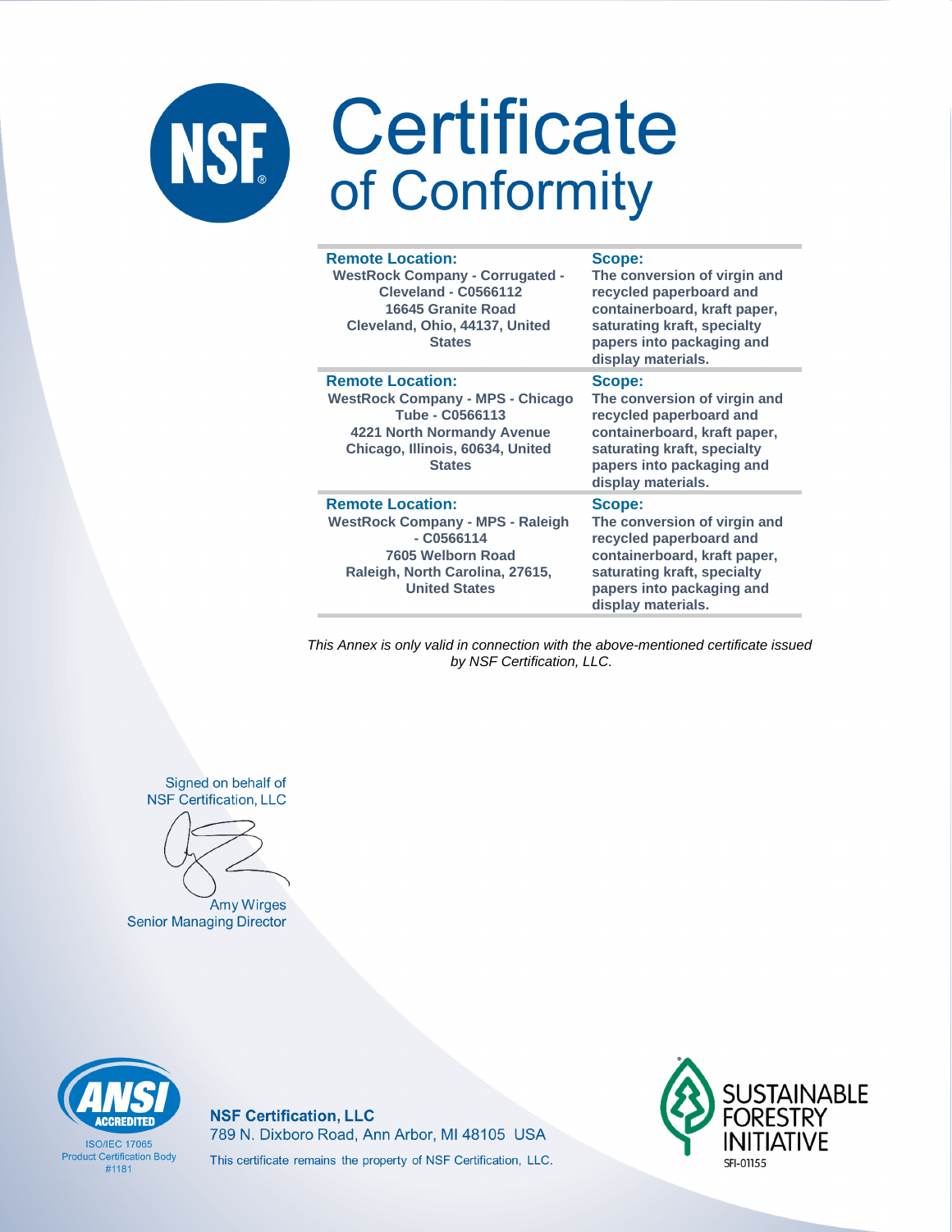# Certificate of Conformity

| Remote Location: | Scope: |
|---|---|
| WestRock Company - Corrugated - Cleveland - C0566112<br>16645 Granite Road<br>Cleveland, Ohio, 44137, United States | The conversion of virgin and recycled paperboard and containerboard, kraft paper, saturating kraft, specialty papers into packaging and display materials. |
| **Remote Location:**<br>WestRock Company - MPS - Chicago Tube - C0566113<br>4221 North Normandy Avenue<br>Chicago, Illinois, 60634, United States | **Scope:**<br>The conversion of virgin and recycled paperboard and containerboard, kraft paper, saturating kraft, specialty papers into packaging and display materials. |
| **Remote Location:**<br>WestRock Company - MPS - Raleigh - C0566114<br>7605 Welborn Road<br>Raleigh, North Carolina, 27615, United States | **Scope:**<br>The conversion of virgin and recycled paperboard and containerboard, kraft paper, saturating kraft, specialty papers into packaging and display materials. |

*This Annex is only valid in connection with the above-mentioned certificate issued by NSF Certification, LLC.*

Signed on behalf of NSF Certification, LLC

Amy Wirges
Senior Managing Director

ANSI ACCREDITED
ISO/IEC 17065
Product Certification Body
#1181

**NSF Certification, LLC**
789 N. Dixboro Road, Ann Arbor, MI 48105 USA
This certificate remains the property of NSF Certification, LLC.

SUSTAINABLE FORESTRY INITIATIVE
SFI-01155